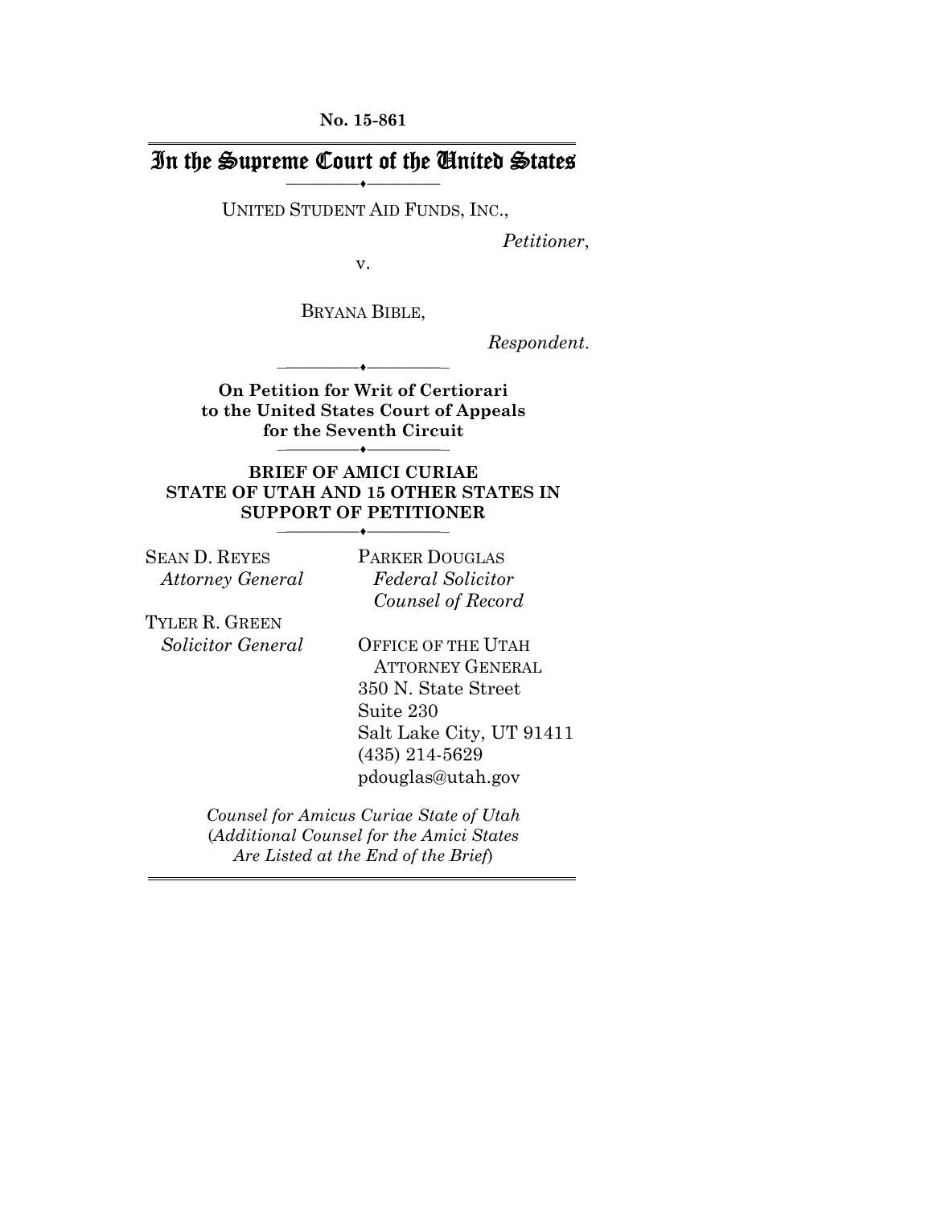**No. 15-861**

# In the Supreme Court of the United States

UNITED STUDENT AID FUNDS, INC.,

*Petitioner*,

v.

BRYANA BIBLE,

*Respondent*.

**On Petition for Writ of Certiorari to the United States Court of Appeals for the Seventh Circuit**

**BRIEF OF AMICI CURIAE STATE OF UTAH AND 15 OTHER STATES IN SUPPORT OF PETITIONER**

SEAN D. REYES
*Attorney General*

TYLER R. GREEN
*Solicitor General*

PARKER DOUGLAS
*Federal Solicitor*
*Counsel of Record*

OFFICE OF THE UTAH ATTORNEY GENERAL
350 N. State Street
Suite 230
Salt Lake City, UT 91411
(435) 214-5629
pdouglas@utah.gov

*Counsel for Amicus Curiae State of Utah*
(*Additional Counsel for the Amici States Are Listed at the End of the Brief*)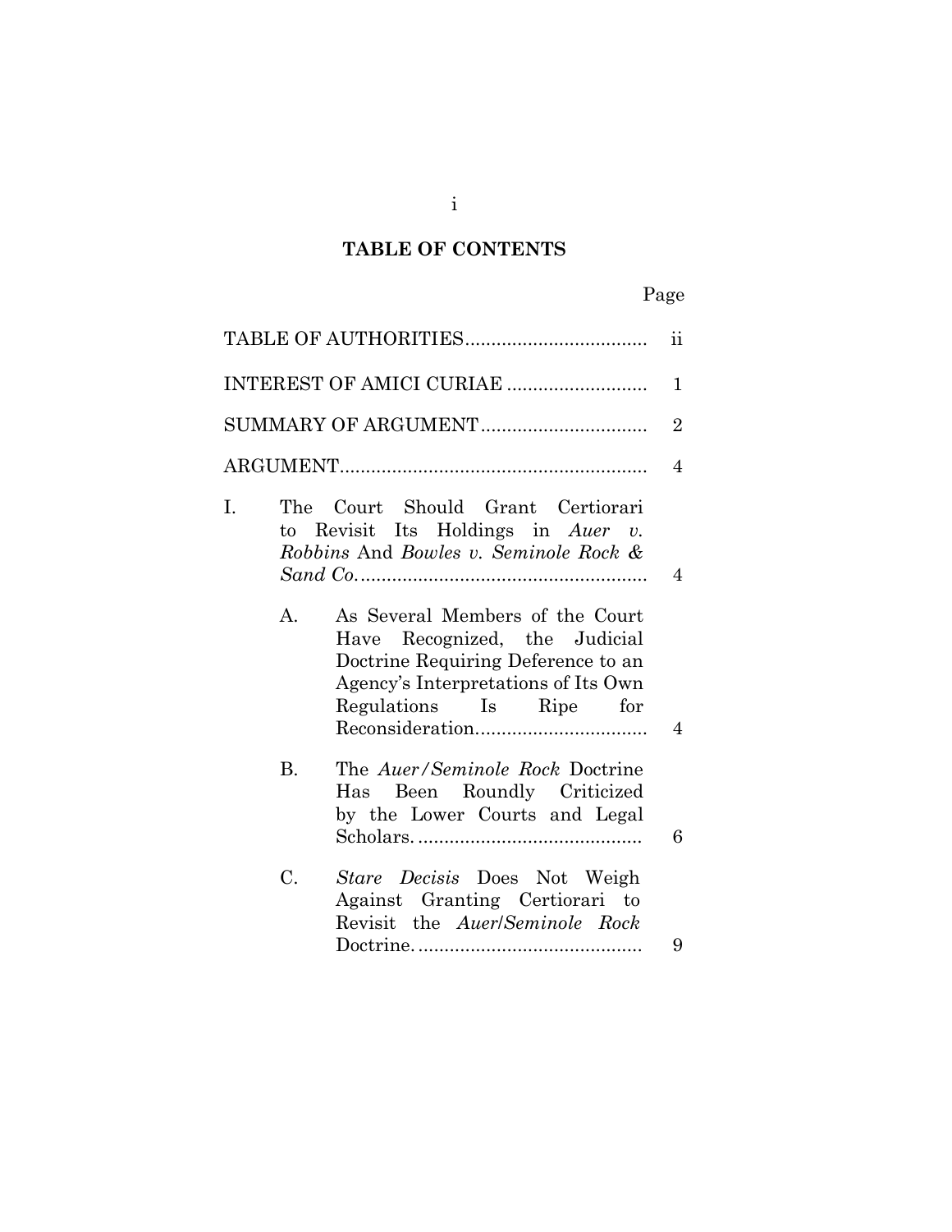## TABLE OF CONTENTS

| | Page |
|---|---|
| TABLE OF AUTHORITIES | ii |
| INTEREST OF AMICI CURIAE | 1 |
| SUMMARY OF ARGUMENT | 2 |
| ARGUMENT | 4 |
| I. The Court Should Grant Certiorari to Revisit Its Holdings in *Auer v. Robbins* And *Bowles v. Seminole Rock & Sand Co.* | 4 |
| A. As Several Members of the Court Have Recognized, the Judicial Doctrine Requiring Deference to an Agency's Interpretations of Its Own Regulations Is Ripe for Reconsideration | 4 |
| B. The *Auer/Seminole Rock* Doctrine Has Been Roundly Criticized by the Lower Courts and Legal Scholars. | 6 |
| C. *Stare Decisis* Does Not Weigh Against Granting Certiorari to Revisit the *Auer/Seminole Rock* Doctrine. | 9 |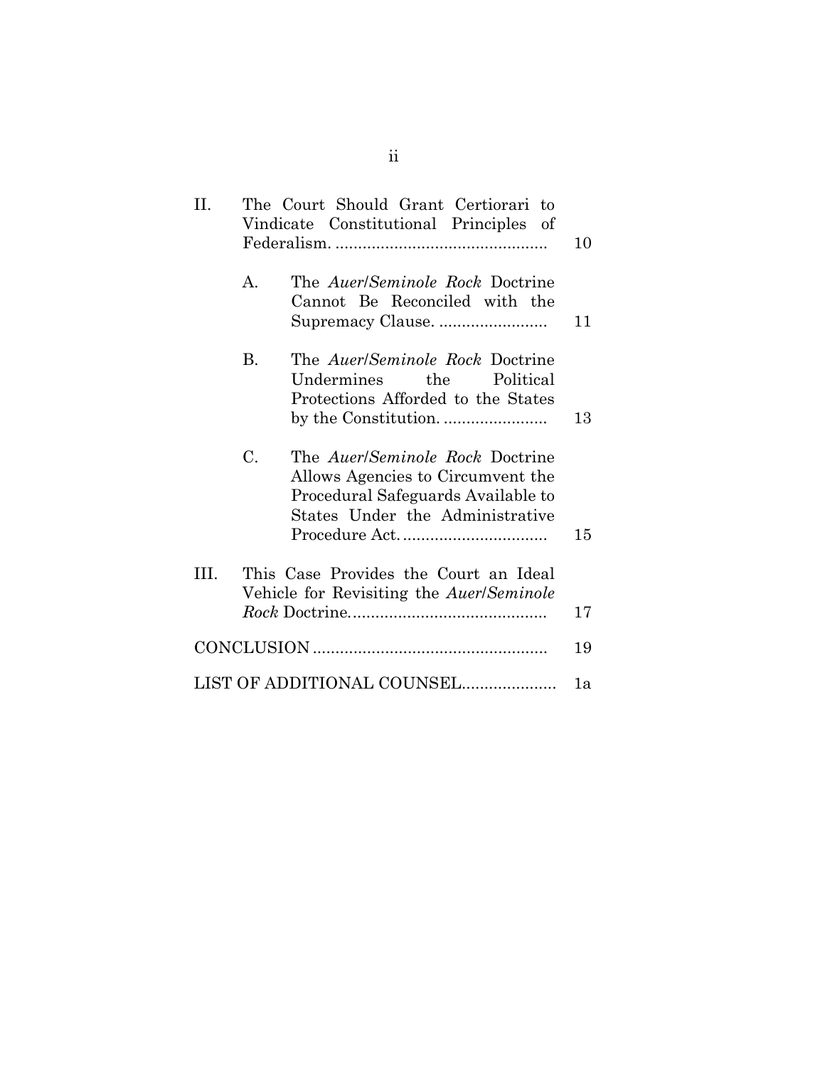| | | |
|---|---|---|
| II. | The Court Should Grant Certiorari to Vindicate Constitutional Principles of Federalism. | 10 |
| | A. The *Auer*/*Seminole Rock* Doctrine Cannot Be Reconciled with the Supremacy Clause. | 11 |
| | B. The *Auer*/*Seminole Rock* Doctrine Undermines the Political Protections Afforded to the States by the Constitution. | 13 |
| | C. The *Auer*/*Seminole Rock* Doctrine Allows Agencies to Circumvent the Procedural Safeguards Available to States Under the Administrative Procedure Act. | 15 |
| III. | This Case Provides the Court an Ideal Vehicle for Revisiting the *Auer*/*Seminole Rock* Doctrine. | 17 |
| CONCLUSION | | 19 |
| LIST OF ADDITIONAL COUNSEL | | 1a |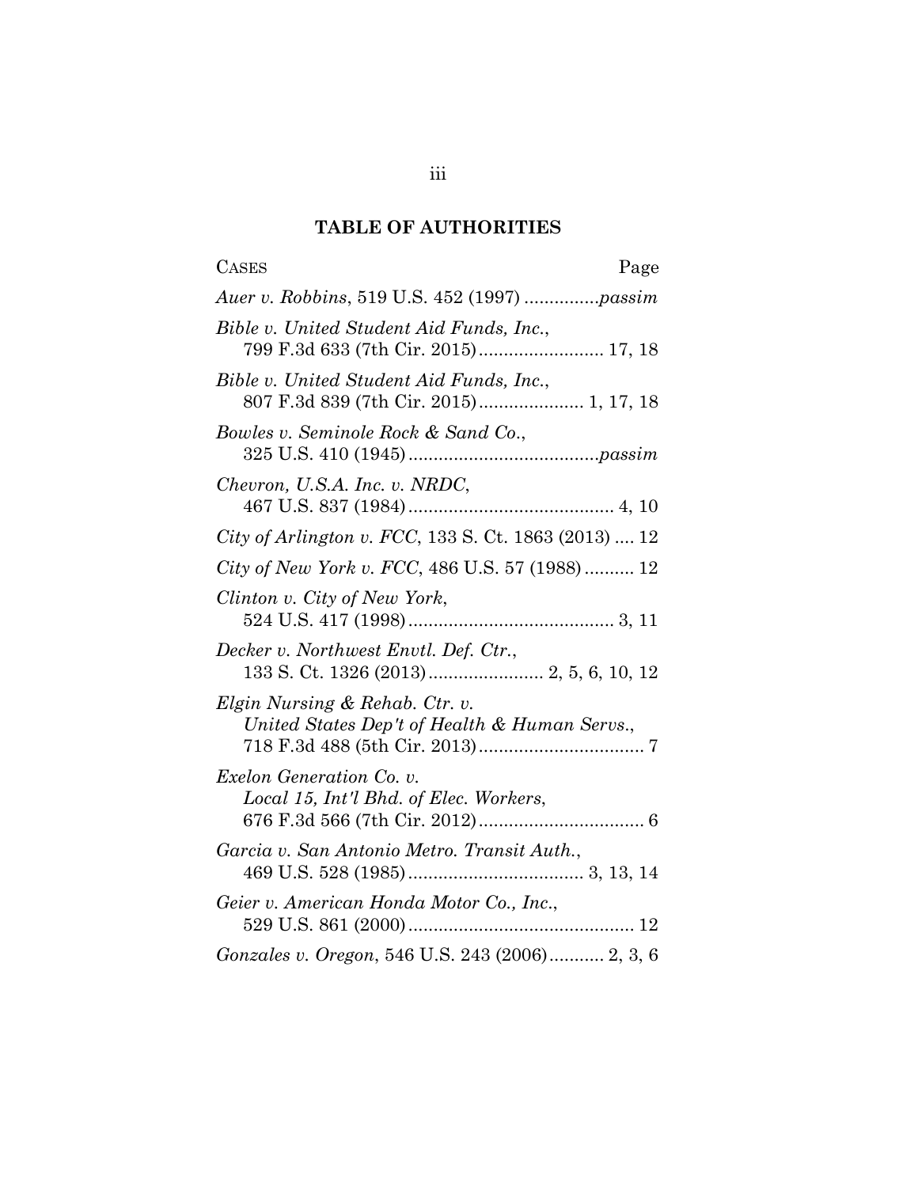## TABLE OF AUTHORITIES

CASES Page

*Auer v. Robbins*, 519 U.S. 452 (1997) ...............*passim*

*Bible v. United Student Aid Funds, Inc.*, 799 F.3d 633 (7th Cir. 2015)......................... 17, 18

*Bible v. United Student Aid Funds, Inc.*, 807 F.3d 839 (7th Cir. 2015)..................... 1, 17, 18

*Bowles v. Seminole Rock & Sand Co.*, 325 U.S. 410 (1945)......................................*passim*

*Chevron, U.S.A. Inc. v. NRDC*, 467 U.S. 837 (1984)......................................... 4, 10

*City of Arlington v. FCC*, 133 S. Ct. 1863 (2013) .... 12

*City of New York v. FCC*, 486 U.S. 57 (1988).......... 12

*Clinton v. City of New York*, 524 U.S. 417 (1998)......................................... 3, 11

*Decker v. Northwest Envtl. Def. Ctr.*, 133 S. Ct. 1326 (2013)....................... 2, 5, 6, 10, 12

*Elgin Nursing & Rehab. Ctr. v. United States Dep't of Health & Human Servs.*, 718 F.3d 488 (5th Cir. 2013)................................. 7

*Exelon Generation Co. v. Local 15, Int'l Bhd. of Elec. Workers*, 676 F.3d 566 (7th Cir. 2012)................................. 6

*Garcia v. San Antonio Metro. Transit Auth.*, 469 U.S. 528 (1985)................................... 3, 13, 14

*Geier v. American Honda Motor Co., Inc.*, 529 U.S. 861 (2000)............................................. 12

*Gonzales v. Oregon*, 546 U.S. 243 (2006)........... 2, 3, 6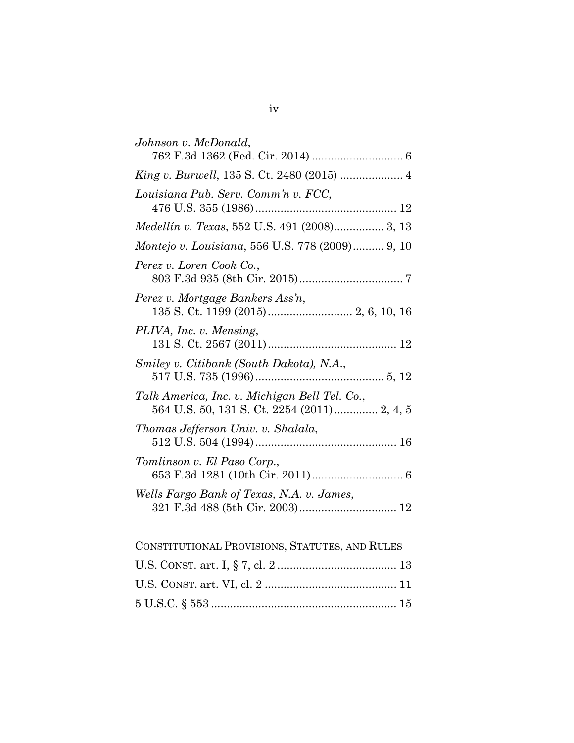*Johnson v. McDonald*,
762 F.3d 1362 (Fed. Cir. 2014) ............................ 6

*King v. Burwell*, 135 S. Ct. 2480 (2015) .................... 4

*Louisiana Pub. Serv. Comm'n v. FCC*,
476 U.S. 355 (1986) ............................................ 12

*Medellín v. Texas*, 552 U.S. 491 (2008)................ 3, 13

*Montejo v. Louisiana*, 556 U.S. 778 (2009).......... 9, 10

*Perez v. Loren Cook Co.*,
803 F.3d 935 (8th Cir. 2015) ................................ 7

*Perez v. Mortgage Bankers Ass'n*,
135 S. Ct. 1199 (2015) .......................... 2, 6, 10, 16

*PLIVA, Inc. v. Mensing*,
131 S. Ct. 2567 (2011) ........................................ 12

*Smiley v. Citibank (South Dakota), N.A.*,
517 U.S. 735 (1996) ........................................ 5, 12

*Talk America, Inc. v. Michigan Bell Tel. Co.*,
564 U.S. 50, 131 S. Ct. 2254 (2011) ............. 2, 4, 5

*Thomas Jefferson Univ. v. Shalala*,
512 U.S. 504 (1994) ............................................ 16

*Tomlinson v. El Paso Corp.*,
653 F.3d 1281 (10th Cir. 2011) ............................ 6

*Wells Fargo Bank of Texas, N.A. v. James*,
321 F.3d 488 (5th Cir. 2003) .............................. 12

CONSTITUTIONAL PROVISIONS, STATUTES, AND RULES

U.S. CONST. art. I, § 7, cl. 2 ..................................... 13

U.S. CONST. art. VI, cl. 2 ......................................... 11

5 U.S.C. § 553 .......................................................... 15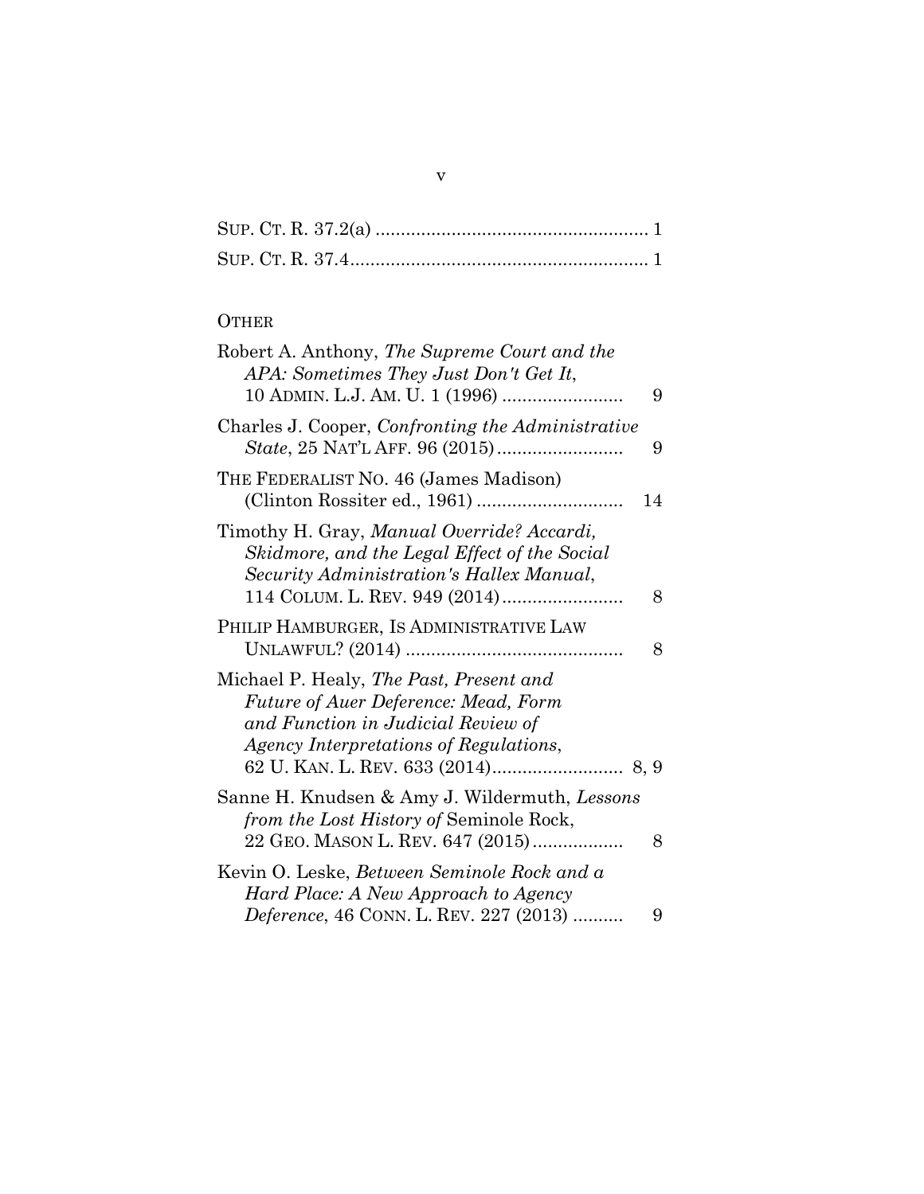SUP. CT. R. 37.2(a) ........................................................ 1

SUP. CT. R. 37.4............................................................. 1

OTHER

Robert A. Anthony, *The Supreme Court and the APA: Sometimes They Just Don't Get It*, 10 ADMIN. L.J. AM. U. 1 (1996) ........................ 9

Charles J. Cooper, *Confronting the Administrative State*, 25 NAT'L AFF. 96 (2015)......................... 9

THE FEDERALIST NO. 46 (James Madison) (Clinton Rossiter ed., 1961) ............................. 14

Timothy H. Gray, *Manual Override? Accardi, Skidmore, and the Legal Effect of the Social Security Administration's Hallex Manual*, 114 COLUM. L. REV. 949 (2014)........................ 8

PHILIP HAMBURGER, IS ADMINISTRATIVE LAW UNLAWFUL? (2014) ............................................ 8

Michael P. Healy, *The Past, Present and Future of Auer Deference: Mead, Form and Function in Judicial Review of Agency Interpretations of Regulations*, 62 U. KAN. L. REV. 633 (2014).......................... 8, 9

Sanne H. Knudsen & Amy J. Wildermuth, *Lessons from the Lost History of* Seminole Rock, 22 GEO. MASON L. REV. 647 (2015).................. 8

Kevin O. Leske, *Between Seminole Rock and a Hard Place: A New Approach to Agency Deference*, 46 CONN. L. REV. 227 (2013) .......... 9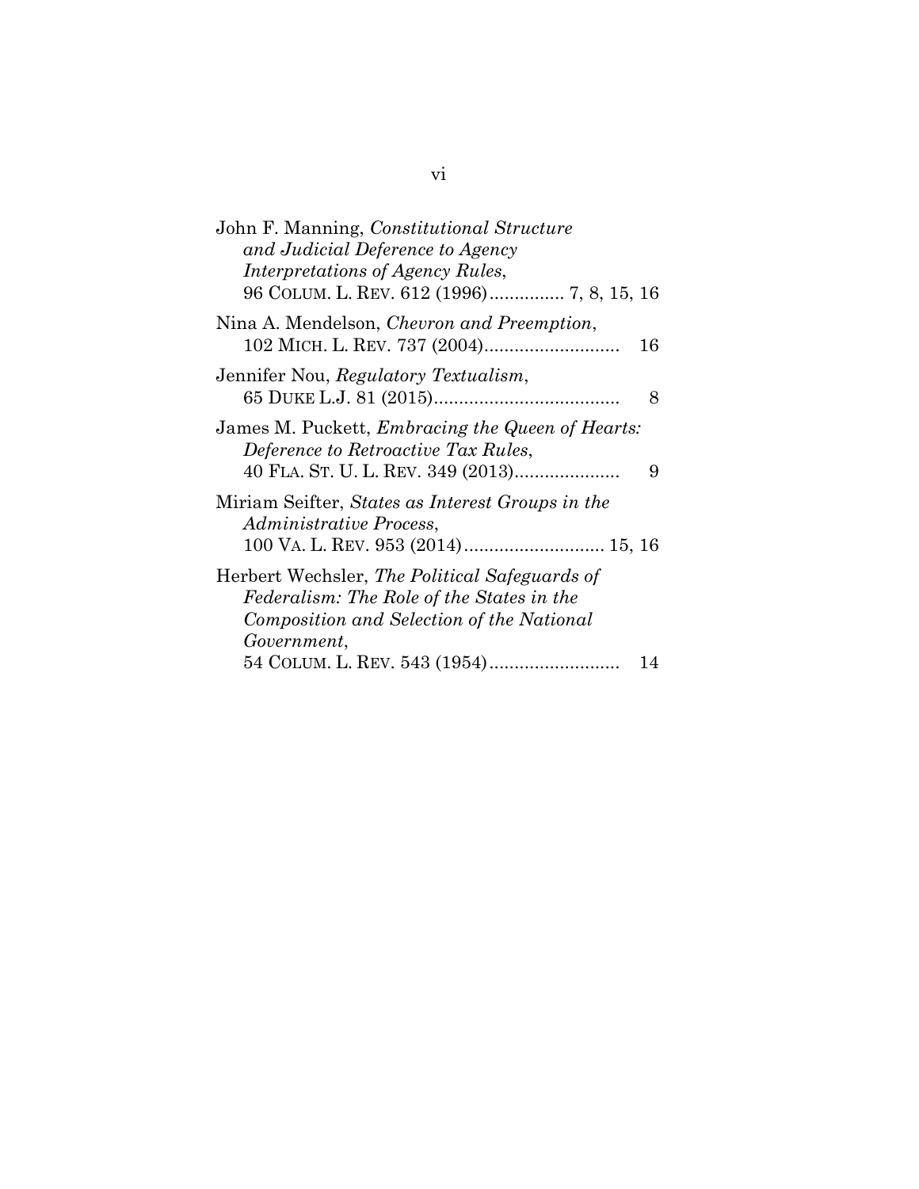John F. Manning, *Constitutional Structure and Judicial Deference to Agency Interpretations of Agency Rules*, 96 COLUM. L. REV. 612 (1996).............. 7, 8, 15, 16

Nina A. Mendelson, *Chevron and Preemption*, 102 MICH. L. REV. 737 (2004).......................... 16

Jennifer Nou, *Regulatory Textualism*, 65 DUKE L.J. 81 (2015).................................... 8

James M. Puckett, *Embracing the Queen of Hearts: Deference to Retroactive Tax Rules*, 40 FLA. ST. U. L. REV. 349 (2013).................... 9

Miriam Seifter, *States as Interest Groups in the Administrative Process*, 100 VA. L. REV. 953 (2014)........................... 15, 16

Herbert Wechsler, *The Political Safeguards of Federalism: The Role of the States in the Composition and Selection of the National Government*, 54 COLUM. L. REV. 543 (1954)......................... 14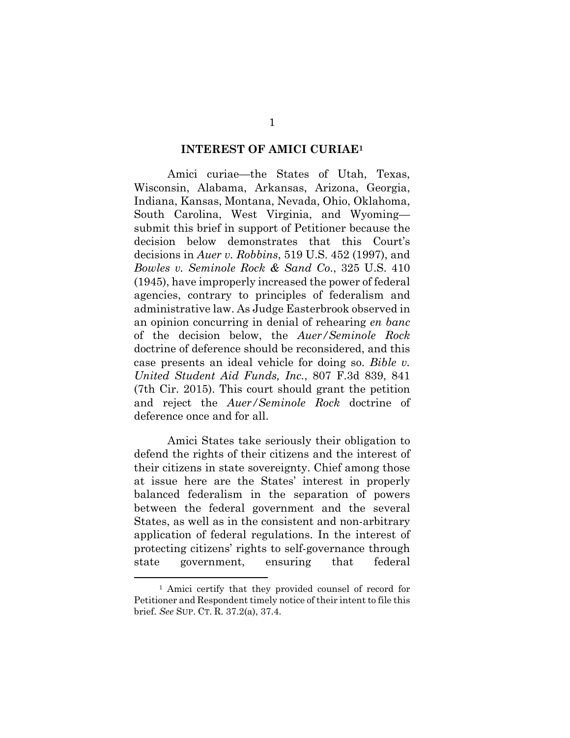## INTEREST OF AMICI CURIAE[1]

Amici curiae—the States of Utah, Texas, Wisconsin, Alabama, Arkansas, Arizona, Georgia, Indiana, Kansas, Montana, Nevada, Ohio, Oklahoma, South Carolina, West Virginia, and Wyoming—submit this brief in support of Petitioner because the decision below demonstrates that this Court's decisions in *Auer v. Robbins*, 519 U.S. 452 (1997), and *Bowles v. Seminole Rock & Sand Co.*, 325 U.S. 410 (1945), have improperly increased the power of federal agencies, contrary to principles of federalism and administrative law. As Judge Easterbrook observed in an opinion concurring in denial of rehearing *en banc* of the decision below, the *Auer/Seminole Rock* doctrine of deference should be reconsidered, and this case presents an ideal vehicle for doing so. *Bible v. United Student Aid Funds, Inc.*, 807 F.3d 839, 841 (7th Cir. 2015). This court should grant the petition and reject the *Auer/Seminole Rock* doctrine of deference once and for all.

Amici States take seriously their obligation to defend the rights of their citizens and the interest of their citizens in state sovereignty. Chief among those at issue here are the States' interest in properly balanced federalism in the separation of powers between the federal government and the several States, as well as in the consistent and non-arbitrary application of federal regulations. In the interest of protecting citizens' rights to self-governance through state government, ensuring that federal

[1] Amici certify that they provided counsel of record for Petitioner and Respondent timely notice of their intent to file this brief. *See* SUP. CT. R. 37.2(a), 37.4.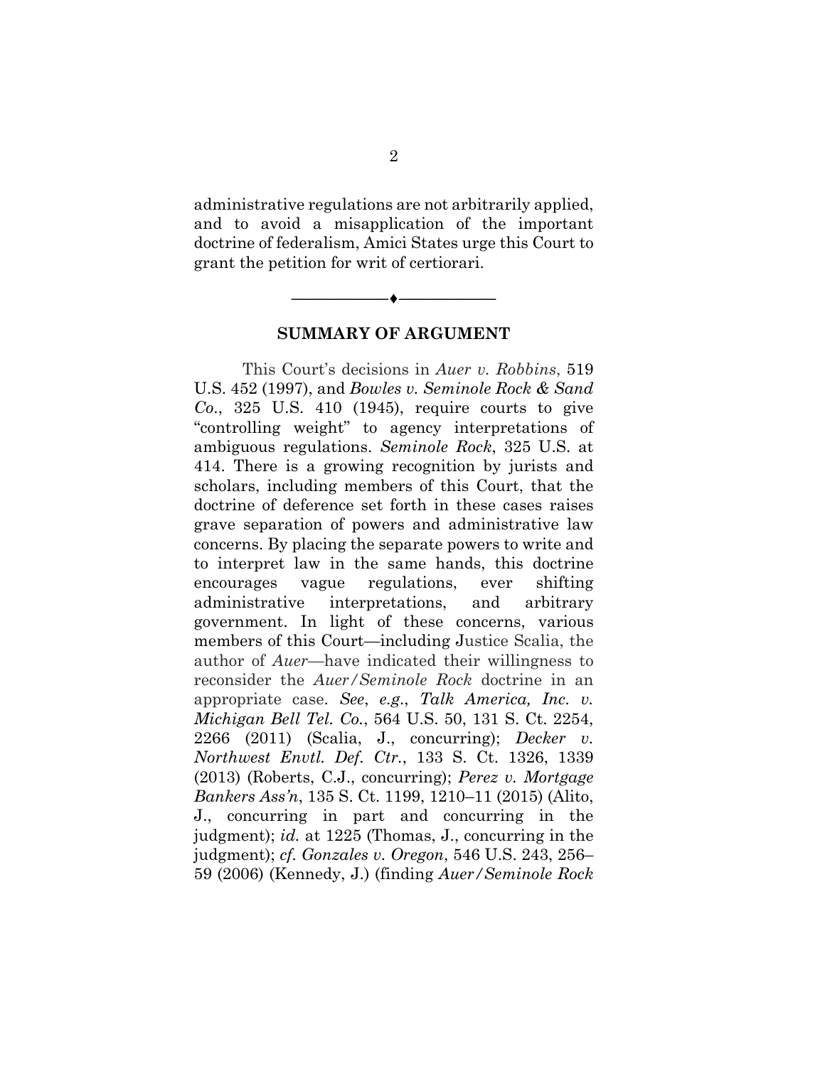administrative regulations are not arbitrarily applied, and to avoid a misapplication of the important doctrine of federalism, Amici States urge this Court to grant the petition for writ of certiorari.

---

## SUMMARY OF ARGUMENT

This Court's decisions in *Auer v. Robbins*, 519 U.S. 452 (1997), and *Bowles v. Seminole Rock & Sand Co.*, 325 U.S. 410 (1945), require courts to give "controlling weight" to agency interpretations of ambiguous regulations. *Seminole Rock*, 325 U.S. at 414. There is a growing recognition by jurists and scholars, including members of this Court, that the doctrine of deference set forth in these cases raises grave separation of powers and administrative law concerns. By placing the separate powers to write and to interpret law in the same hands, this doctrine encourages vague regulations, ever shifting administrative interpretations, and arbitrary government. In light of these concerns, various members of this Court—including Justice Scalia, the author of *Auer*—have indicated their willingness to reconsider the *Auer/Seminole Rock* doctrine in an appropriate case. *See*, *e.g.*, *Talk America, Inc. v. Michigan Bell Tel. Co.*, 564 U.S. 50, 131 S. Ct. 2254, 2266 (2011) (Scalia, J., concurring); *Decker v. Northwest Envtl. Def. Ctr.*, 133 S. Ct. 1326, 1339 (2013) (Roberts, C.J., concurring); *Perez v. Mortgage Bankers Ass'n*, 135 S. Ct. 1199, 1210–11 (2015) (Alito, J., concurring in part and concurring in the judgment); *id.* at 1225 (Thomas, J., concurring in the judgment); *cf. Gonzales v. Oregon*, 546 U.S. 243, 256–59 (2006) (Kennedy, J.) (finding *Auer/Seminole Rock*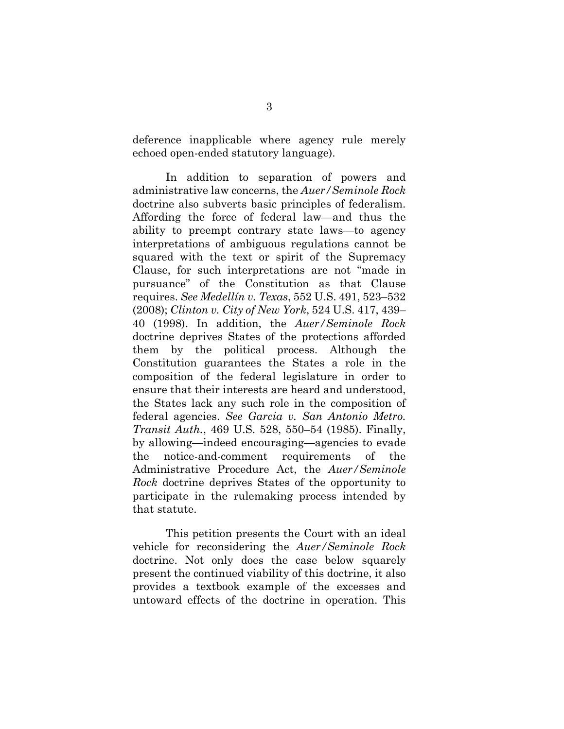deference inapplicable where agency rule merely echoed open-ended statutory language).

In addition to separation of powers and administrative law concerns, the *Auer/Seminole Rock* doctrine also subverts basic principles of federalism. Affording the force of federal law—and thus the ability to preempt contrary state laws—to agency interpretations of ambiguous regulations cannot be squared with the text or spirit of the Supremacy Clause, for such interpretations are not "made in pursuance" of the Constitution as that Clause requires. *See Medellín v. Texas*, 552 U.S. 491, 523–532 (2008); *Clinton v. City of New York*, 524 U.S. 417, 439–40 (1998). In addition, the *Auer/Seminole Rock* doctrine deprives States of the protections afforded them by the political process. Although the Constitution guarantees the States a role in the composition of the federal legislature in order to ensure that their interests are heard and understood, the States lack any such role in the composition of federal agencies. *See Garcia v. San Antonio Metro. Transit Auth.*, 469 U.S. 528, 550–54 (1985). Finally, by allowing—indeed encouraging—agencies to evade the notice-and-comment requirements of the Administrative Procedure Act, the *Auer/Seminole Rock* doctrine deprives States of the opportunity to participate in the rulemaking process intended by that statute.

This petition presents the Court with an ideal vehicle for reconsidering the *Auer/Seminole Rock* doctrine. Not only does the case below squarely present the continued viability of this doctrine, it also provides a textbook example of the excesses and untoward effects of the doctrine in operation. This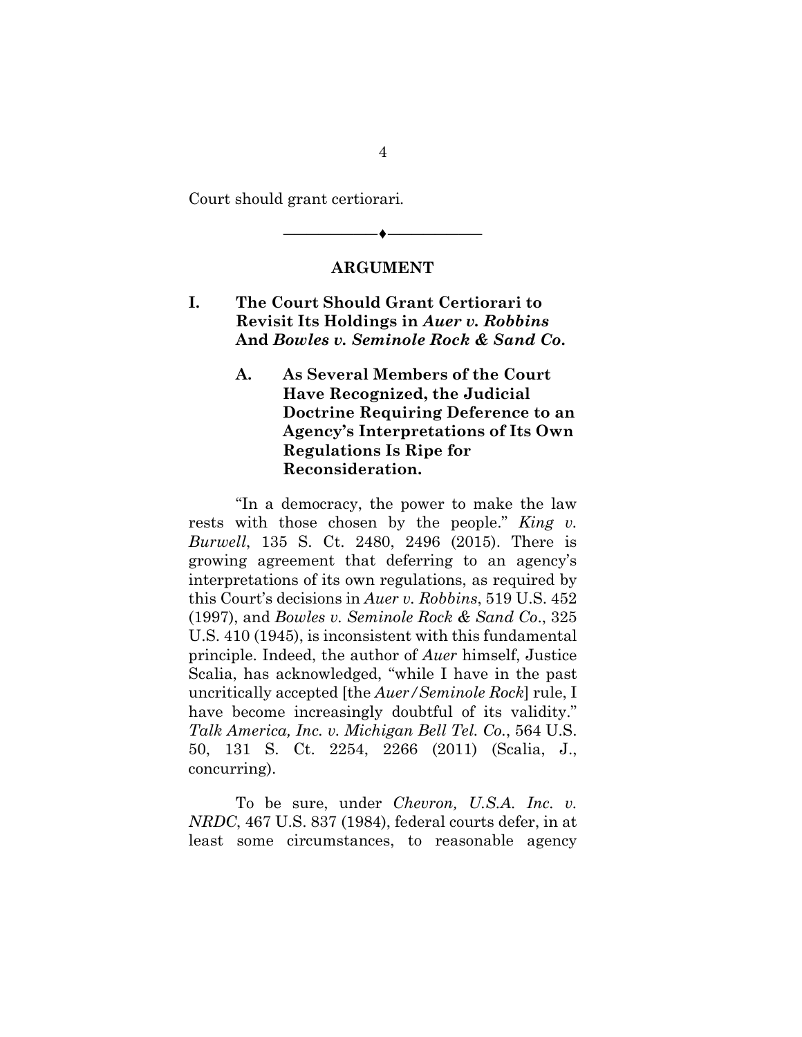Court should grant certiorari.

---

## ARGUMENT

### I. The Court Should Grant Certiorari to Revisit Its Holdings in *Auer v. Robbins* And *Bowles v. Seminole Rock & Sand Co.*

#### A. As Several Members of the Court Have Recognized, the Judicial Doctrine Requiring Deference to an Agency's Interpretations of Its Own Regulations Is Ripe for Reconsideration.

"In a democracy, the power to make the law rests with those chosen by the people." *King v. Burwell*, 135 S. Ct. 2480, 2496 (2015). There is growing agreement that deferring to an agency's interpretations of its own regulations, as required by this Court's decisions in *Auer v. Robbins*, 519 U.S. 452 (1997), and *Bowles v. Seminole Rock & Sand Co*., 325 U.S. 410 (1945), is inconsistent with this fundamental principle. Indeed, the author of *Auer* himself, Justice Scalia, has acknowledged, "while I have in the past uncritically accepted [the *Auer/Seminole Rock*] rule, I have become increasingly doubtful of its validity." *Talk America, Inc. v. Michigan Bell Tel. Co.*, 564 U.S. 50, 131 S. Ct. 2254, 2266 (2011) (Scalia, J., concurring).

To be sure, under *Chevron, U.S.A. Inc. v. NRDC*, 467 U.S. 837 (1984), federal courts defer, in at least some circumstances, to reasonable agency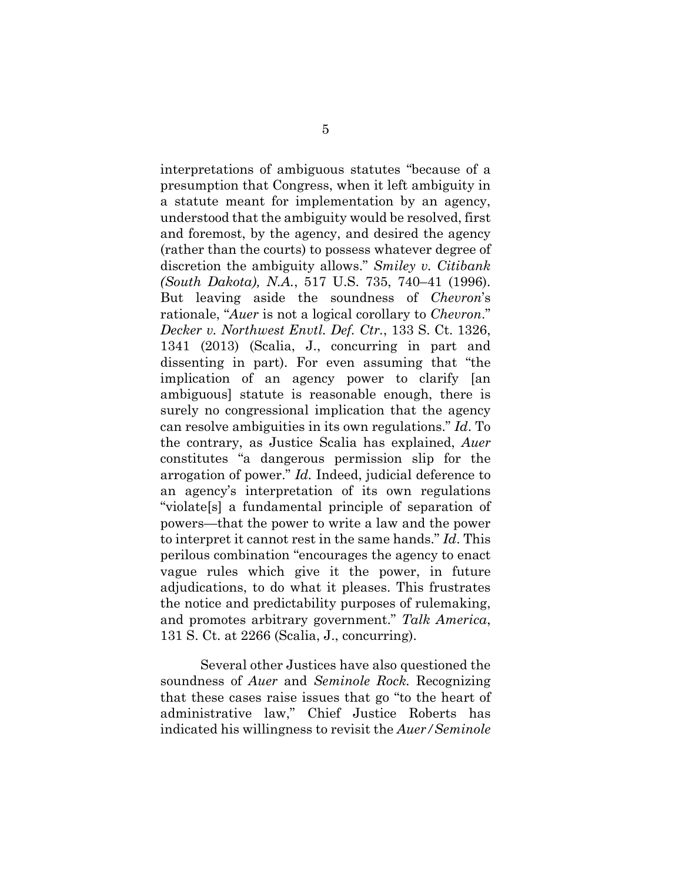interpretations of ambiguous statutes "because of a presumption that Congress, when it left ambiguity in a statute meant for implementation by an agency, understood that the ambiguity would be resolved, first and foremost, by the agency, and desired the agency (rather than the courts) to possess whatever degree of discretion the ambiguity allows." *Smiley v. Citibank (South Dakota), N.A.*, 517 U.S. 735, 740–41 (1996). But leaving aside the soundness of *Chevron*'s rationale, "*Auer* is not a logical corollary to *Chevron*." *Decker v. Northwest Envtl. Def. Ctr.*, 133 S. Ct. 1326, 1341 (2013) (Scalia, J., concurring in part and dissenting in part). For even assuming that "the implication of an agency power to clarify [an ambiguous] statute is reasonable enough, there is surely no congressional implication that the agency can resolve ambiguities in its own regulations." *Id*. To the contrary, as Justice Scalia has explained, *Auer* constitutes "a dangerous permission slip for the arrogation of power." *Id.* Indeed, judicial deference to an agency's interpretation of its own regulations "violate[s] a fundamental principle of separation of powers—that the power to write a law and the power to interpret it cannot rest in the same hands." *Id*. This perilous combination "encourages the agency to enact vague rules which give it the power, in future adjudications, to do what it pleases. This frustrates the notice and predictability purposes of rulemaking, and promotes arbitrary government." *Talk America*, 131 S. Ct. at 2266 (Scalia, J., concurring).

Several other Justices have also questioned the soundness of *Auer* and *Seminole Rock.* Recognizing that these cases raise issues that go "to the heart of administrative law," Chief Justice Roberts has indicated his willingness to revisit the *Auer/Seminole*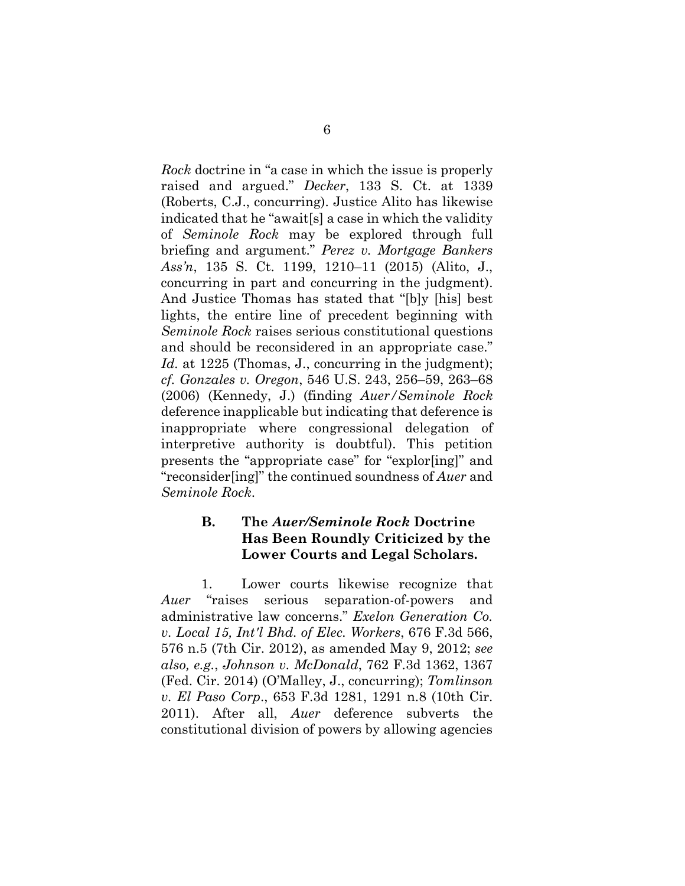*Rock* doctrine in "a case in which the issue is properly raised and argued." *Decker*, 133 S. Ct. at 1339 (Roberts, C.J., concurring). Justice Alito has likewise indicated that he "await[s] a case in which the validity of *Seminole Rock* may be explored through full briefing and argument." *Perez v. Mortgage Bankers Ass'n*, 135 S. Ct. 1199, 1210–11 (2015) (Alito, J., concurring in part and concurring in the judgment). And Justice Thomas has stated that "[b]y [his] best lights, the entire line of precedent beginning with *Seminole Rock* raises serious constitutional questions and should be reconsidered in an appropriate case." *Id.* at 1225 (Thomas, J., concurring in the judgment); *cf. Gonzales v. Oregon*, 546 U.S. 243, 256–59, 263–68 (2006) (Kennedy, J.) (finding *Auer/Seminole Rock* deference inapplicable but indicating that deference is inappropriate where congressional delegation of interpretive authority is doubtful). This petition presents the "appropriate case" for "explor[ing]" and "reconsider[ing]" the continued soundness of *Auer* and *Seminole Rock*.

### B. The *Auer/Seminole Rock* Doctrine Has Been Roundly Criticized by the Lower Courts and Legal Scholars.

1. Lower courts likewise recognize that *Auer* "raises serious separation-of-powers and administrative law concerns." *Exelon Generation Co. v. Local 15, Int'l Bhd. of Elec. Workers*, 676 F.3d 566, 576 n.5 (7th Cir. 2012), as amended May 9, 2012; *see also, e.g.*, *Johnson v. McDonald*, 762 F.3d 1362, 1367 (Fed. Cir. 2014) (O'Malley, J., concurring); *Tomlinson v. El Paso Corp*., 653 F.3d 1281, 1291 n.8 (10th Cir. 2011). After all, *Auer* deference subverts the constitutional division of powers by allowing agencies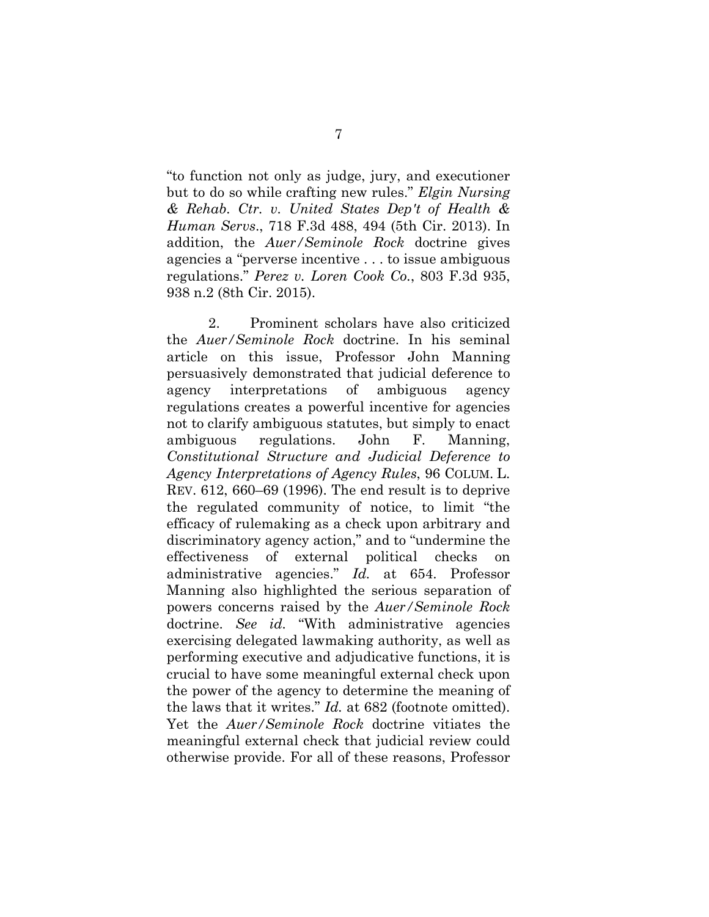"to function not only as judge, jury, and executioner but to do so while crafting new rules." *Elgin Nursing & Rehab. Ctr. v. United States Dep't of Health & Human Servs*., 718 F.3d 488, 494 (5th Cir. 2013). In addition, the *Auer/Seminole Rock* doctrine gives agencies a "perverse incentive . . . to issue ambiguous regulations." *Perez v. Loren Cook Co.*, 803 F.3d 935, 938 n.2 (8th Cir. 2015).

2. Prominent scholars have also criticized the *Auer/Seminole Rock* doctrine. In his seminal article on this issue, Professor John Manning persuasively demonstrated that judicial deference to agency interpretations of ambiguous agency regulations creates a powerful incentive for agencies not to clarify ambiguous statutes, but simply to enact ambiguous regulations. John F. Manning, *Constitutional Structure and Judicial Deference to Agency Interpretations of Agency Rules*, 96 COLUM. L. REV. 612, 660–69 (1996). The end result is to deprive the regulated community of notice, to limit "the efficacy of rulemaking as a check upon arbitrary and discriminatory agency action," and to "undermine the effectiveness of external political checks on administrative agencies." *Id.* at 654. Professor Manning also highlighted the serious separation of powers concerns raised by the *Auer/Seminole Rock* doctrine. *See id*. "With administrative agencies exercising delegated lawmaking authority, as well as performing executive and adjudicative functions, it is crucial to have some meaningful external check upon the power of the agency to determine the meaning of the laws that it writes." *Id.* at 682 (footnote omitted). Yet the *Auer/Seminole Rock* doctrine vitiates the meaningful external check that judicial review could otherwise provide. For all of these reasons, Professor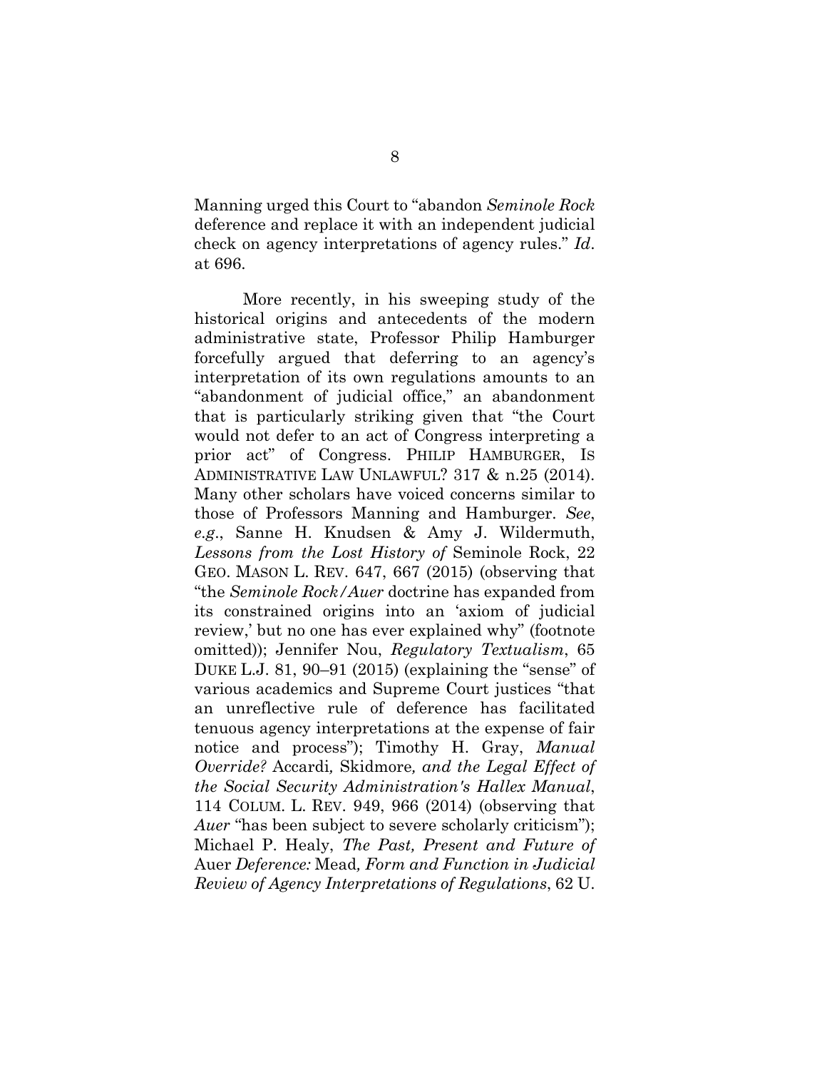Manning urged this Court to "abandon *Seminole Rock* deference and replace it with an independent judicial check on agency interpretations of agency rules." *Id*. at 696.

More recently, in his sweeping study of the historical origins and antecedents of the modern administrative state, Professor Philip Hamburger forcefully argued that deferring to an agency's interpretation of its own regulations amounts to an "abandonment of judicial office," an abandonment that is particularly striking given that "the Court would not defer to an act of Congress interpreting a prior act" of Congress. PHILIP HAMBURGER, IS ADMINISTRATIVE LAW UNLAWFUL? 317 & n.25 (2014). Many other scholars have voiced concerns similar to those of Professors Manning and Hamburger. *See*, *e.g*., Sanne H. Knudsen & Amy J. Wildermuth, *Lessons from the Lost History of* Seminole Rock, 22 GEO. MASON L. REV. 647, 667 (2015) (observing that "the *Seminole Rock/Auer* doctrine has expanded from its constrained origins into an 'axiom of judicial review,' but no one has ever explained why" (footnote omitted)); Jennifer Nou, *Regulatory Textualism*, 65 DUKE L.J. 81, 90–91 (2015) (explaining the "sense" of various academics and Supreme Court justices "that an unreflective rule of deference has facilitated tenuous agency interpretations at the expense of fair notice and process"); Timothy H. Gray, *Manual Override?* Accardi*,* Skidmore*, and the Legal Effect of the Social Security Administration's Hallex Manual*, 114 COLUM. L. REV. 949, 966 (2014) (observing that *Auer* "has been subject to severe scholarly criticism"); Michael P. Healy, *The Past, Present and Future of* Auer *Deference:* Mead*, Form and Function in Judicial Review of Agency Interpretations of Regulations*, 62 U.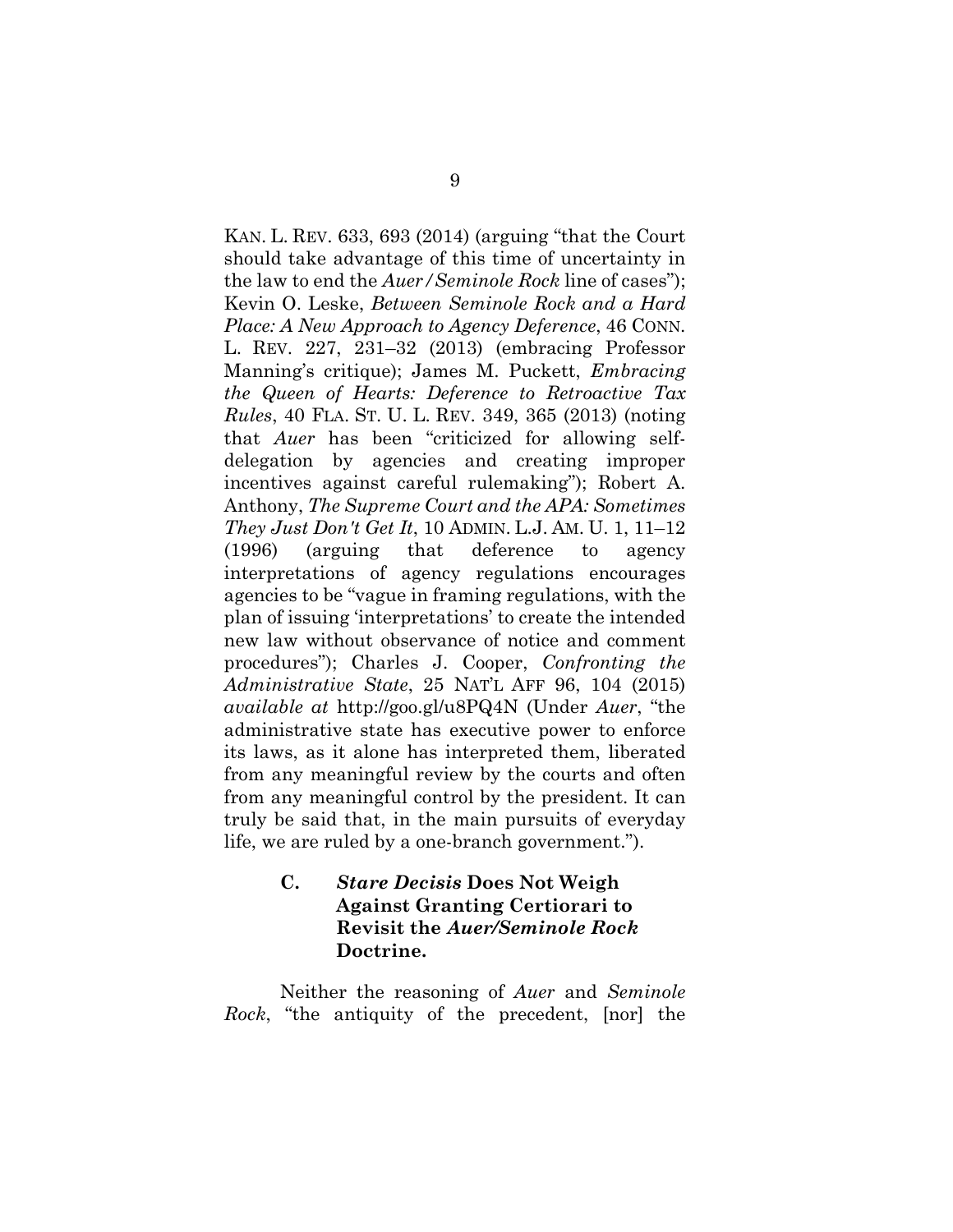KAN. L. REV. 633, 693 (2014) (arguing "that the Court should take advantage of this time of uncertainty in the law to end the *Auer/Seminole Rock* line of cases"); Kevin O. Leske, *Between Seminole Rock and a Hard Place: A New Approach to Agency Deference*, 46 CONN. L. REV. 227, 231–32 (2013) (embracing Professor Manning's critique); James M. Puckett, *Embracing the Queen of Hearts: Deference to Retroactive Tax Rules*, 40 FLA. ST. U. L. REV. 349, 365 (2013) (noting that *Auer* has been "criticized for allowing self-delegation by agencies and creating improper incentives against careful rulemaking"); Robert A. Anthony, *The Supreme Court and the APA: Sometimes They Just Don't Get It*, 10 ADMIN. L.J. AM. U. 1, 11–12 (1996) (arguing that deference to agency interpretations of agency regulations encourages agencies to be "vague in framing regulations, with the plan of issuing 'interpretations' to create the intended new law without observance of notice and comment procedures"); Charles J. Cooper, *Confronting the Administrative State*, 25 NAT'L AFF 96, 104 (2015) *available at* http://goo.gl/u8PQ4N (Under *Auer*, "the administrative state has executive power to enforce its laws, as it alone has interpreted them, liberated from any meaningful review by the courts and often from any meaningful control by the president. It can truly be said that, in the main pursuits of everyday life, we are ruled by a one-branch government.").

### C. *Stare Decisis* Does Not Weigh Against Granting Certiorari to Revisit the *Auer/Seminole Rock* Doctrine.

Neither the reasoning of *Auer* and *Seminole Rock*, "the antiquity of the precedent, [nor] the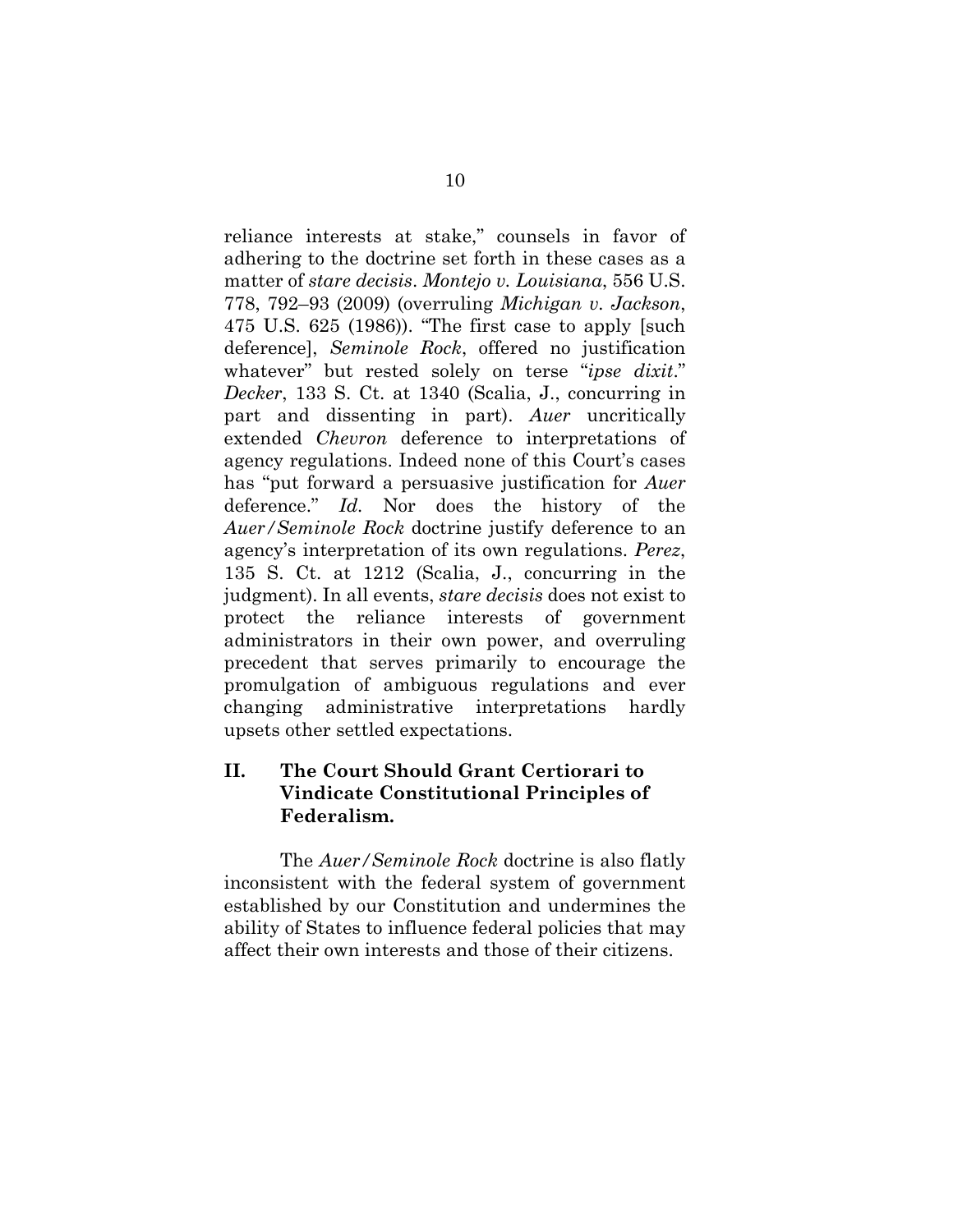reliance interests at stake," counsels in favor of adhering to the doctrine set forth in these cases as a matter of *stare decisis*. *Montejo v. Louisiana*, 556 U.S. 778, 792–93 (2009) (overruling *Michigan v. Jackson*, 475 U.S. 625 (1986)). "The first case to apply [such deference], *Seminole Rock*, offered no justification whatever" but rested solely on terse "*ipse dixit*." *Decker*, 133 S. Ct. at 1340 (Scalia, J., concurring in part and dissenting in part). *Auer* uncritically extended *Chevron* deference to interpretations of agency regulations. Indeed none of this Court's cases has "put forward a persuasive justification for *Auer* deference." *Id*. Nor does the history of the *Auer/Seminole Rock* doctrine justify deference to an agency's interpretation of its own regulations. *Perez*, 135 S. Ct. at 1212 (Scalia, J., concurring in the judgment). In all events, *stare decisis* does not exist to protect the reliance interests of government administrators in their own power, and overruling precedent that serves primarily to encourage the promulgation of ambiguous regulations and ever changing administrative interpretations hardly upsets other settled expectations.

## II. The Court Should Grant Certiorari to Vindicate Constitutional Principles of Federalism.

The *Auer/Seminole Rock* doctrine is also flatly inconsistent with the federal system of government established by our Constitution and undermines the ability of States to influence federal policies that may affect their own interests and those of their citizens.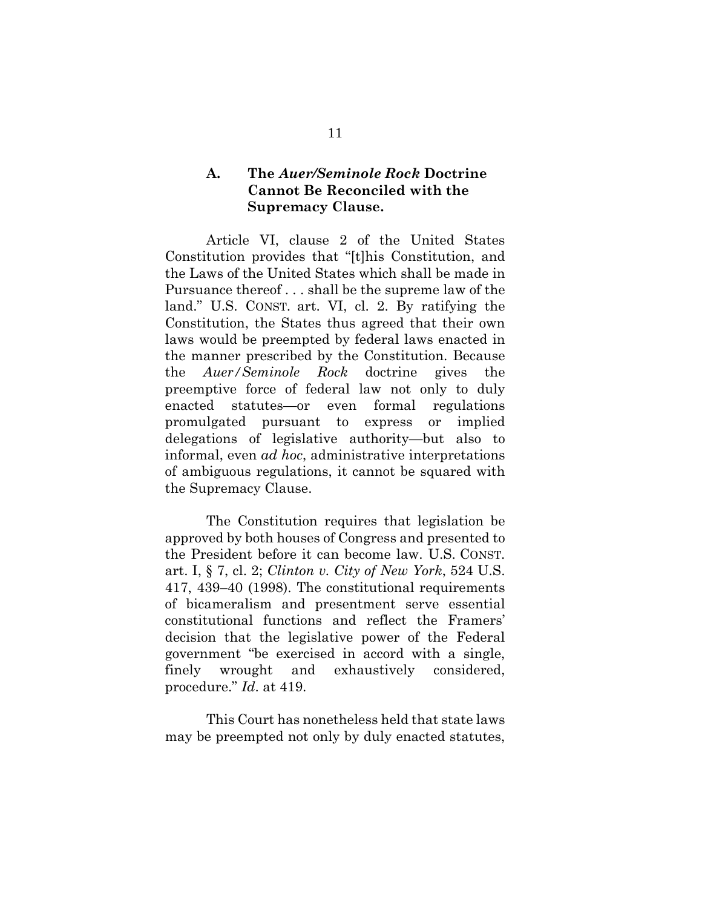### A. The *Auer/Seminole Rock* Doctrine Cannot Be Reconciled with the Supremacy Clause.

Article VI, clause 2 of the United States Constitution provides that "[t]his Constitution, and the Laws of the United States which shall be made in Pursuance thereof . . . shall be the supreme law of the land." U.S. CONST. art. VI, cl. 2. By ratifying the Constitution, the States thus agreed that their own laws would be preempted by federal laws enacted in the manner prescribed by the Constitution. Because the *Auer/Seminole Rock* doctrine gives the preemptive force of federal law not only to duly enacted statutes—or even formal regulations promulgated pursuant to express or implied delegations of legislative authority—but also to informal, even *ad hoc*, administrative interpretations of ambiguous regulations, it cannot be squared with the Supremacy Clause.

The Constitution requires that legislation be approved by both houses of Congress and presented to the President before it can become law. U.S. CONST. art. I, § 7, cl. 2; *Clinton v. City of New York*, 524 U.S. 417, 439–40 (1998). The constitutional requirements of bicameralism and presentment serve essential constitutional functions and reflect the Framers' decision that the legislative power of the Federal government "be exercised in accord with a single, finely wrought and exhaustively considered, procedure." *Id*. at 419.

This Court has nonetheless held that state laws may be preempted not only by duly enacted statutes,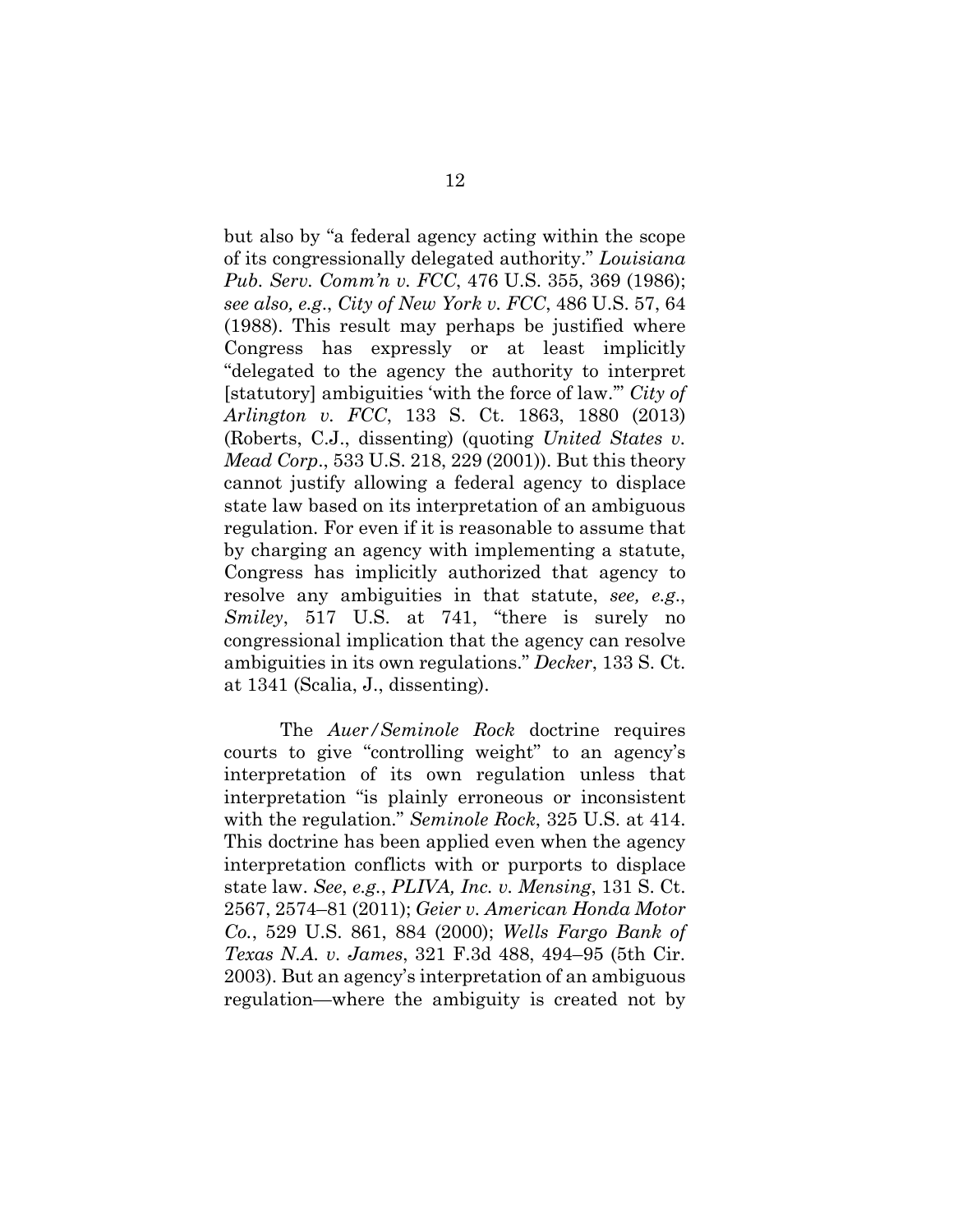but also by "a federal agency acting within the scope of its congressionally delegated authority." *Louisiana Pub. Serv. Comm'n v. FCC*, 476 U.S. 355, 369 (1986); *see also, e.g.*, *City of New York v. FCC*, 486 U.S. 57, 64 (1988). This result may perhaps be justified where Congress has expressly or at least implicitly "delegated to the agency the authority to interpret [statutory] ambiguities 'with the force of law.'" *City of Arlington v. FCC*, 133 S. Ct. 1863, 1880 (2013) (Roberts, C.J., dissenting) (quoting *United States v. Mead Corp*., 533 U.S. 218, 229 (2001)). But this theory cannot justify allowing a federal agency to displace state law based on its interpretation of an ambiguous regulation. For even if it is reasonable to assume that by charging an agency with implementing a statute, Congress has implicitly authorized that agency to resolve any ambiguities in that statute, *see, e.g.*, *Smiley*, 517 U.S. at 741, "there is surely no congressional implication that the agency can resolve ambiguities in its own regulations." *Decker*, 133 S. Ct. at 1341 (Scalia, J., dissenting).

The *Auer/Seminole Rock* doctrine requires courts to give "controlling weight" to an agency's interpretation of its own regulation unless that interpretation "is plainly erroneous or inconsistent with the regulation." *Seminole Rock*, 325 U.S. at 414. This doctrine has been applied even when the agency interpretation conflicts with or purports to displace state law. *See*, *e.g.*, *PLIVA, Inc. v. Mensing*, 131 S. Ct. 2567, 2574–81 (2011); *Geier v. American Honda Motor Co.*, 529 U.S. 861, 884 (2000); *Wells Fargo Bank of Texas N.A. v. James*, 321 F.3d 488, 494–95 (5th Cir. 2003). But an agency's interpretation of an ambiguous regulation—where the ambiguity is created not by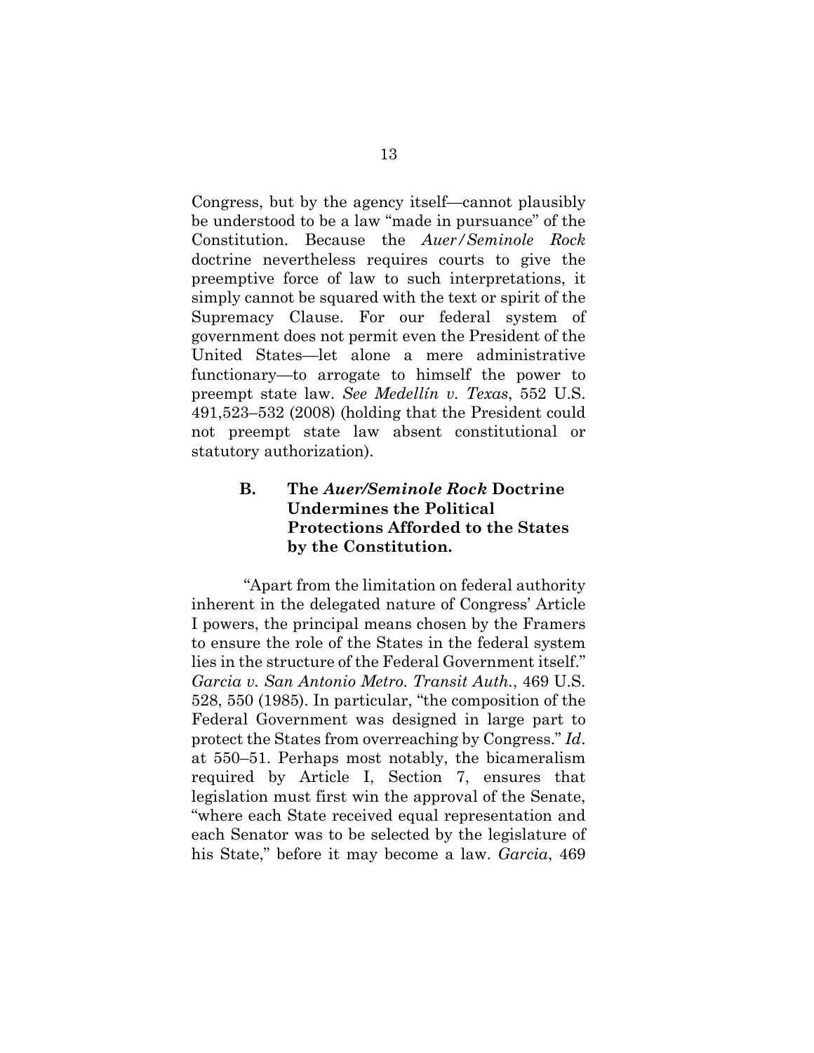Congress, but by the agency itself—cannot plausibly be understood to be a law "made in pursuance" of the Constitution. Because the *Auer/Seminole Rock* doctrine nevertheless requires courts to give the preemptive force of law to such interpretations, it simply cannot be squared with the text or spirit of the Supremacy Clause. For our federal system of government does not permit even the President of the United States—let alone a mere administrative functionary—to arrogate to himself the power to preempt state law. *See Medellín v. Texas*, 552 U.S. 491,523–532 (2008) (holding that the President could not preempt state law absent constitutional or statutory authorization).

### B. The *Auer/Seminole Rock* Doctrine Undermines the Political Protections Afforded to the States by the Constitution.

"Apart from the limitation on federal authority inherent in the delegated nature of Congress' Article I powers, the principal means chosen by the Framers to ensure the role of the States in the federal system lies in the structure of the Federal Government itself." *Garcia v. San Antonio Metro. Transit Auth.*, 469 U.S. 528, 550 (1985). In particular, "the composition of the Federal Government was designed in large part to protect the States from overreaching by Congress." *Id*. at 550–51. Perhaps most notably, the bicameralism required by Article I, Section 7, ensures that legislation must first win the approval of the Senate, "where each State received equal representation and each Senator was to be selected by the legislature of his State," before it may become a law. *Garcia*, 469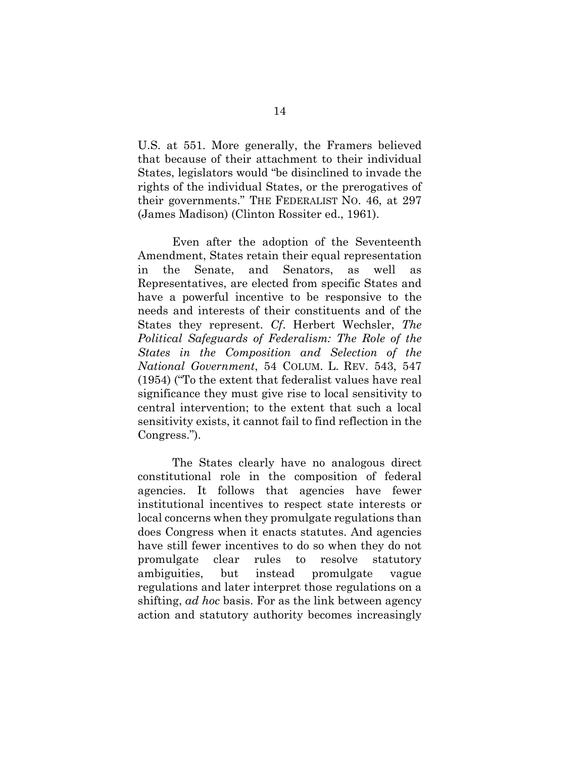U.S. at 551. More generally, the Framers believed that because of their attachment to their individual States, legislators would "be disinclined to invade the rights of the individual States, or the prerogatives of their governments." THE FEDERALIST NO. 46, at 297 (James Madison) (Clinton Rossiter ed., 1961).

Even after the adoption of the Seventeenth Amendment, States retain their equal representation in the Senate, and Senators, as well as Representatives, are elected from specific States and have a powerful incentive to be responsive to the needs and interests of their constituents and of the States they represent. *Cf*. Herbert Wechsler, *The Political Safeguards of Federalism: The Role of the States in the Composition and Selection of the National Government*, 54 COLUM. L. REV. 543, 547 (1954) ("To the extent that federalist values have real significance they must give rise to local sensitivity to central intervention; to the extent that such a local sensitivity exists, it cannot fail to find reflection in the Congress.").

The States clearly have no analogous direct constitutional role in the composition of federal agencies. It follows that agencies have fewer institutional incentives to respect state interests or local concerns when they promulgate regulations than does Congress when it enacts statutes. And agencies have still fewer incentives to do so when they do not promulgate clear rules to resolve statutory ambiguities, but instead promulgate vague regulations and later interpret those regulations on a shifting, *ad hoc* basis. For as the link between agency action and statutory authority becomes increasingly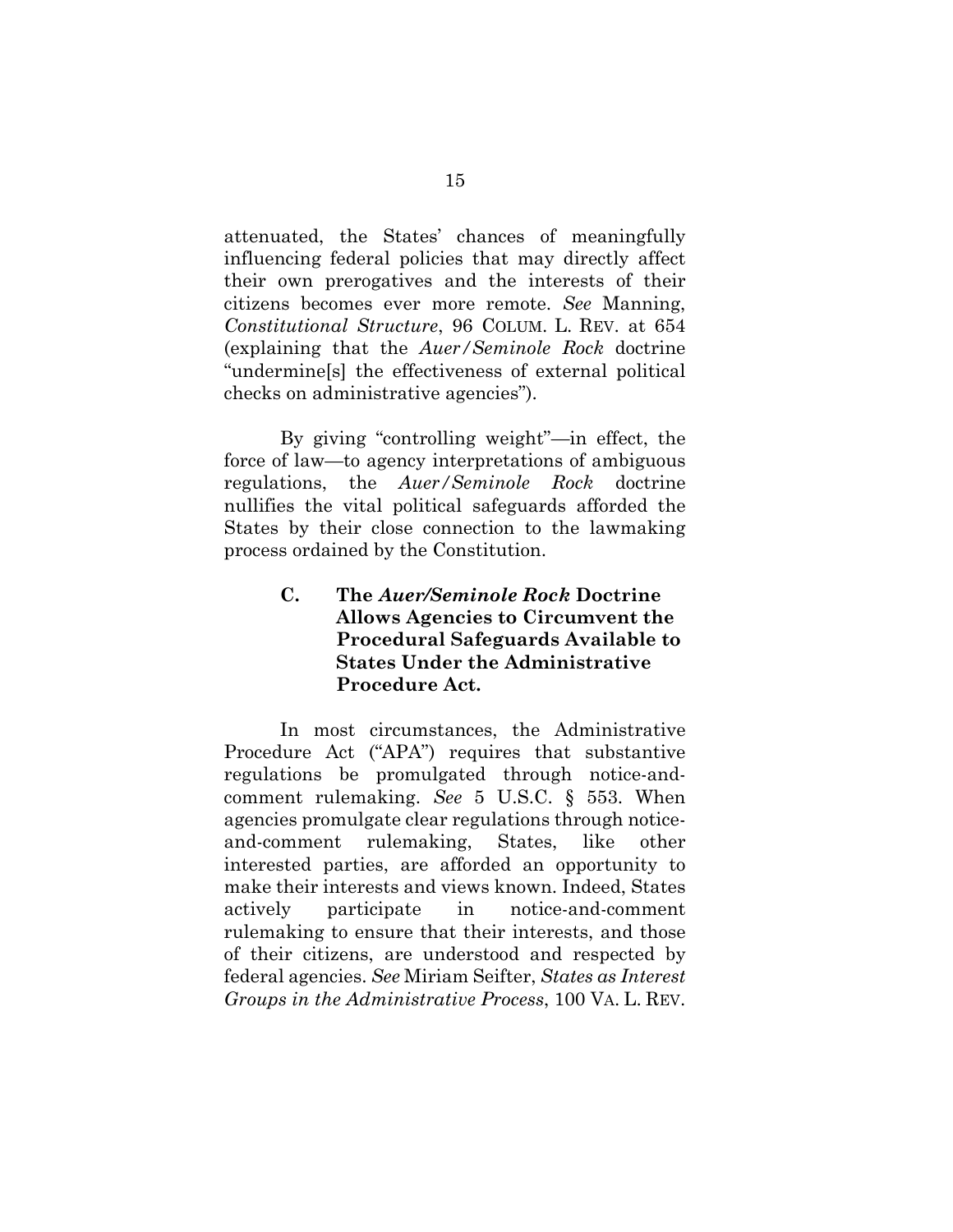attenuated, the States' chances of meaningfully influencing federal policies that may directly affect their own prerogatives and the interests of their citizens becomes ever more remote. *See* Manning, *Constitutional Structure*, 96 COLUM. L. REV. at 654 (explaining that the *Auer/Seminole Rock* doctrine "undermine[s] the effectiveness of external political checks on administrative agencies").

By giving "controlling weight"—in effect, the force of law—to agency interpretations of ambiguous regulations, the *Auer/Seminole Rock* doctrine nullifies the vital political safeguards afforded the States by their close connection to the lawmaking process ordained by the Constitution.

### C. The *Auer/Seminole Rock* Doctrine Allows Agencies to Circumvent the Procedural Safeguards Available to States Under the Administrative Procedure Act.

In most circumstances, the Administrative Procedure Act ("APA") requires that substantive regulations be promulgated through notice-and-comment rulemaking. *See* 5 U.S.C. § 553. When agencies promulgate clear regulations through notice-and-comment rulemaking, States, like other interested parties, are afforded an opportunity to make their interests and views known. Indeed, States actively participate in notice-and-comment rulemaking to ensure that their interests, and those of their citizens, are understood and respected by federal agencies. *See* Miriam Seifter, *States as Interest Groups in the Administrative Process*, 100 VA. L. REV.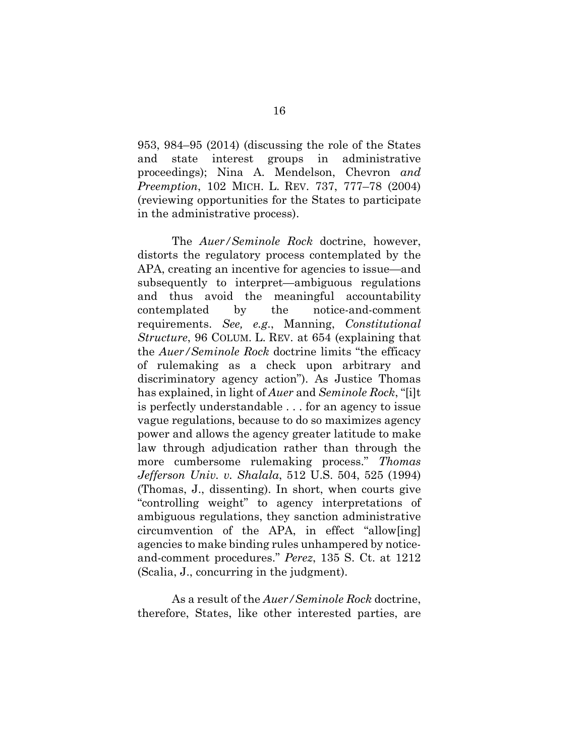953, 984–95 (2014) (discussing the role of the States and state interest groups in administrative proceedings); Nina A. Mendelson, Chevron *and Preemption*, 102 MICH. L. REV. 737, 777–78 (2004) (reviewing opportunities for the States to participate in the administrative process).

The *Auer/Seminole Rock* doctrine, however, distorts the regulatory process contemplated by the APA, creating an incentive for agencies to issue—and subsequently to interpret—ambiguous regulations and thus avoid the meaningful accountability contemplated by the notice-and-comment requirements. *See, e.g.*, Manning, *Constitutional Structure*, 96 COLUM. L. REV. at 654 (explaining that the *Auer/Seminole Rock* doctrine limits "the efficacy of rulemaking as a check upon arbitrary and discriminatory agency action"). As Justice Thomas has explained, in light of *Auer* and *Seminole Rock*, "[i]t is perfectly understandable . . . for an agency to issue vague regulations, because to do so maximizes agency power and allows the agency greater latitude to make law through adjudication rather than through the more cumbersome rulemaking process." *Thomas Jefferson Univ. v. Shalala*, 512 U.S. 504, 525 (1994) (Thomas, J., dissenting). In short, when courts give "controlling weight" to agency interpretations of ambiguous regulations, they sanction administrative circumvention of the APA, in effect "allow[ing] agencies to make binding rules unhampered by notice-and-comment procedures." *Perez*, 135 S. Ct. at 1212 (Scalia, J., concurring in the judgment).

As a result of the *Auer/Seminole Rock* doctrine, therefore, States, like other interested parties, are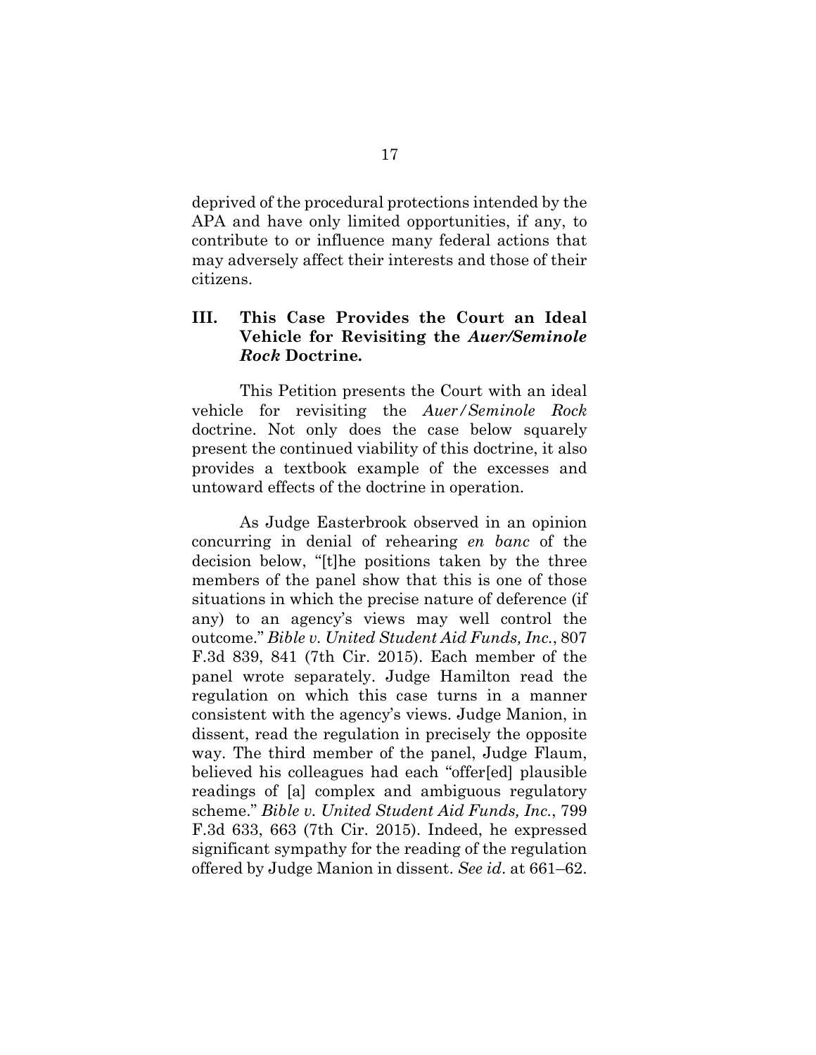deprived of the procedural protections intended by the APA and have only limited opportunities, if any, to contribute to or influence many federal actions that may adversely affect their interests and those of their citizens.

## III. This Case Provides the Court an Ideal Vehicle for Revisiting the *Auer/Seminole Rock* Doctrine.

This Petition presents the Court with an ideal vehicle for revisiting the *Auer/Seminole Rock* doctrine. Not only does the case below squarely present the continued viability of this doctrine, it also provides a textbook example of the excesses and untoward effects of the doctrine in operation.

As Judge Easterbrook observed in an opinion concurring in denial of rehearing *en banc* of the decision below, "[t]he positions taken by the three members of the panel show that this is one of those situations in which the precise nature of deference (if any) to an agency's views may well control the outcome." *Bible v. United Student Aid Funds, Inc.*, 807 F.3d 839, 841 (7th Cir. 2015). Each member of the panel wrote separately. Judge Hamilton read the regulation on which this case turns in a manner consistent with the agency's views. Judge Manion, in dissent, read the regulation in precisely the opposite way. The third member of the panel, Judge Flaum, believed his colleagues had each "offer[ed] plausible readings of [a] complex and ambiguous regulatory scheme." *Bible v. United Student Aid Funds, Inc.*, 799 F.3d 633, 663 (7th Cir. 2015). Indeed, he expressed significant sympathy for the reading of the regulation offered by Judge Manion in dissent. *See id*. at 661–62.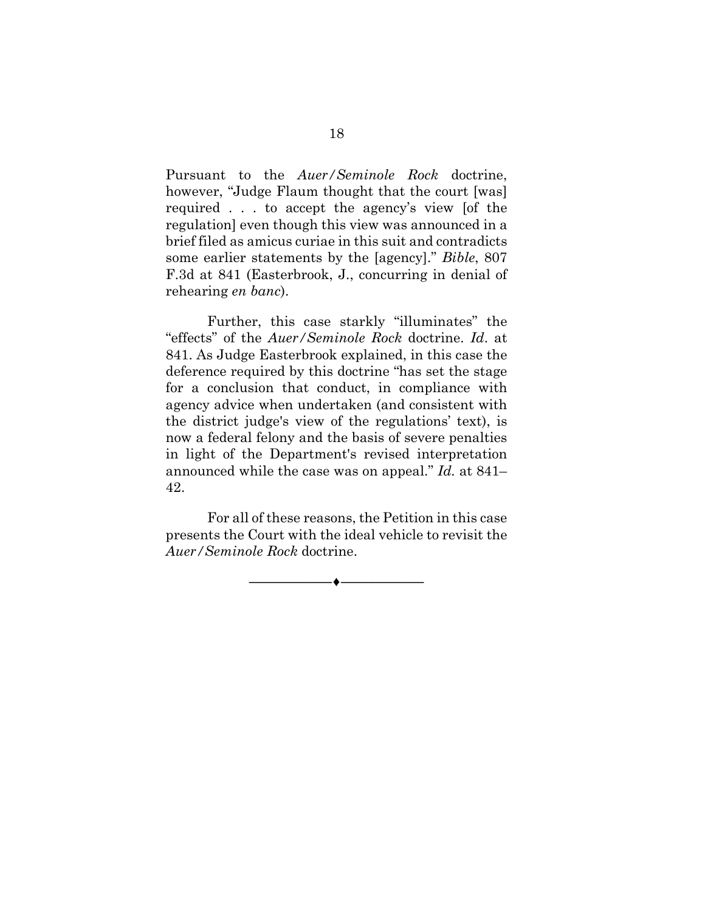Pursuant to the *Auer/Seminole Rock* doctrine, however, "Judge Flaum thought that the court [was] required . . . to accept the agency's view [of the regulation] even though this view was announced in a brief filed as amicus curiae in this suit and contradicts some earlier statements by the [agency]." *Bible*, 807 F.3d at 841 (Easterbrook, J., concurring in denial of rehearing *en banc*).

Further, this case starkly "illuminates" the "effects" of the *Auer/Seminole Rock* doctrine. *Id*. at 841. As Judge Easterbrook explained, in this case the deference required by this doctrine "has set the stage for a conclusion that conduct, in compliance with agency advice when undertaken (and consistent with the district judge's view of the regulations' text), is now a federal felony and the basis of severe penalties in light of the Department's revised interpretation announced while the case was on appeal." *Id.* at 841–42.

For all of these reasons, the Petition in this case presents the Court with the ideal vehicle to revisit the *Auer/Seminole Rock* doctrine.

---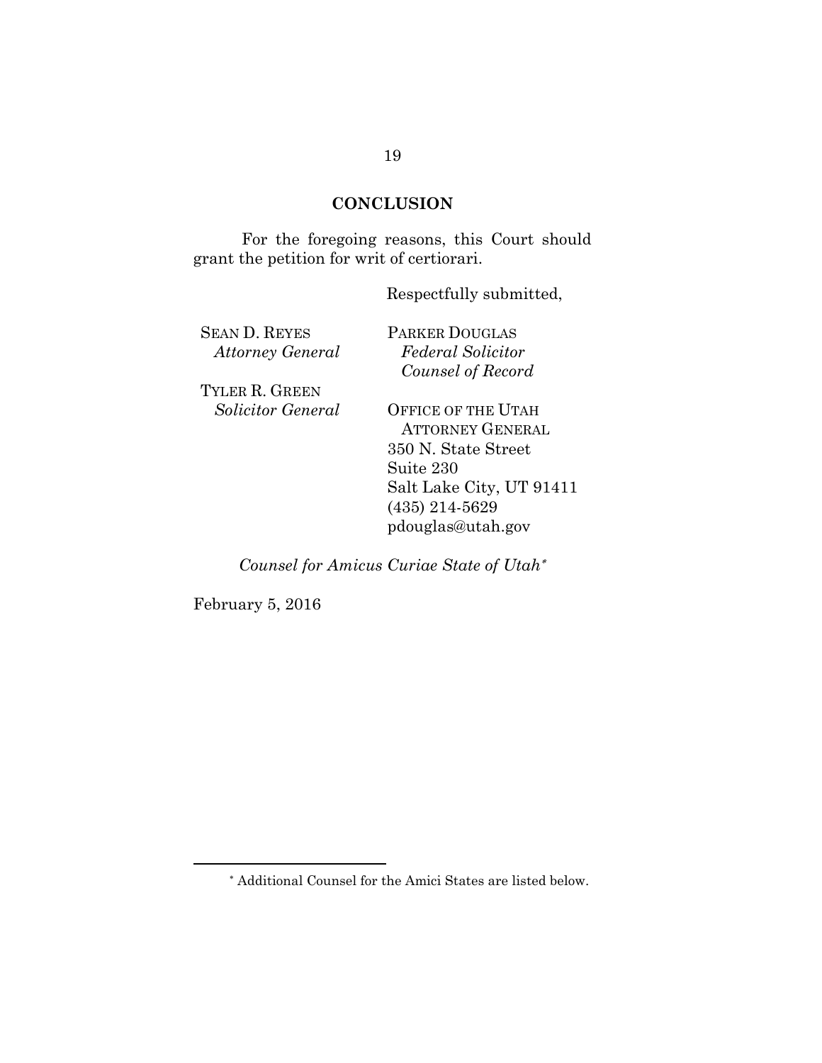## CONCLUSION

For the foregoing reasons, this Court should grant the petition for writ of certiorari.

Respectfully submitted,

SEAN D. REYES
*Attorney General*

TYLER R. GREEN
*Solicitor General*

PARKER DOUGLAS
*Federal Solicitor*
*Counsel of Record*

OFFICE OF THE UTAH ATTORNEY GENERAL
350 N. State Street
Suite 230
Salt Lake City, UT 91411
(435) 214-5629
pdouglas@utah.gov

*Counsel for Amicus Curiae State of Utah*[*]

February 5, 2016

---

[*] Additional Counsel for the Amici States are listed below.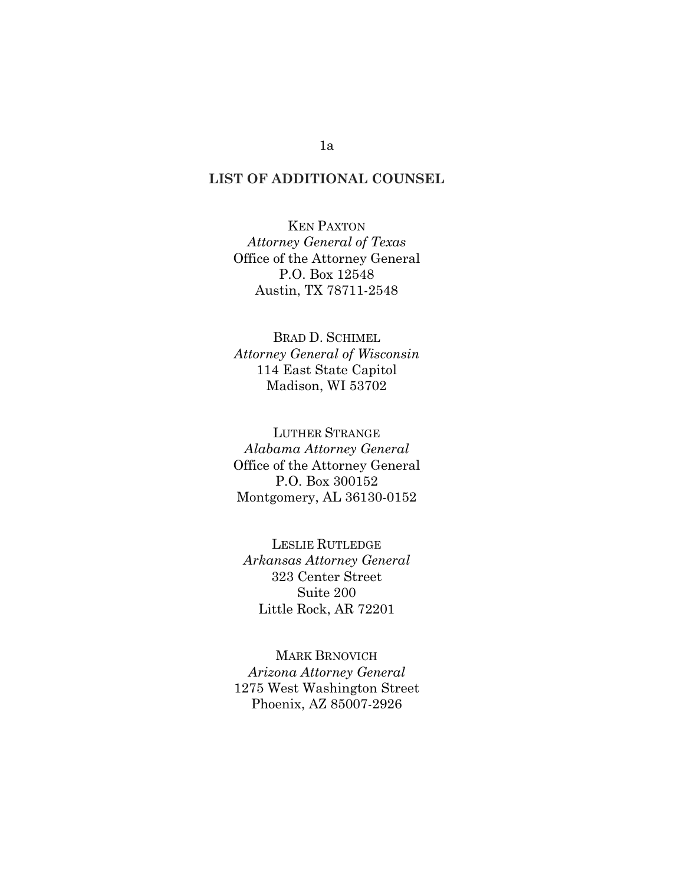## LIST OF ADDITIONAL COUNSEL

KEN PAXTON
*Attorney General of Texas*
Office of the Attorney General
P.O. Box 12548
Austin, TX 78711-2548

BRAD D. SCHIMEL
*Attorney General of Wisconsin*
114 East State Capitol
Madison, WI 53702

LUTHER STRANGE
*Alabama Attorney General*
Office of the Attorney General
P.O. Box 300152
Montgomery, AL 36130-0152

LESLIE RUTLEDGE
*Arkansas Attorney General*
323 Center Street
Suite 200
Little Rock, AR 72201

MARK BRNOVICH
*Arizona Attorney General*
1275 West Washington Street
Phoenix, AZ 85007-2926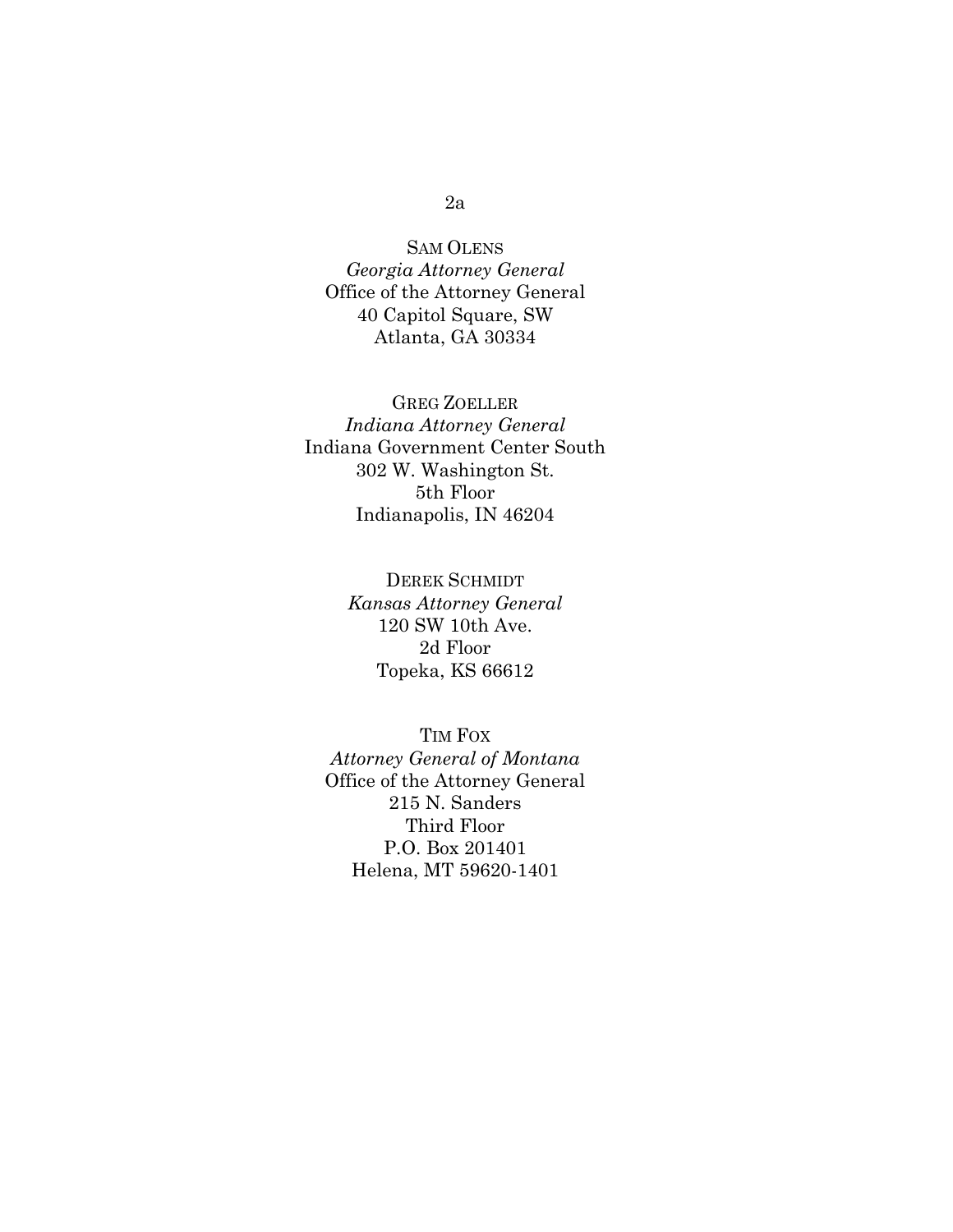SAM OLENS
*Georgia Attorney General*
Office of the Attorney General
40 Capitol Square, SW
Atlanta, GA 30334

GREG ZOELLER
*Indiana Attorney General*
Indiana Government Center South
302 W. Washington St.
5th Floor
Indianapolis, IN 46204

DEREK SCHMIDT
*Kansas Attorney General*
120 SW 10th Ave.
2d Floor
Topeka, KS 66612

TIM FOX
*Attorney General of Montana*
Office of the Attorney General
215 N. Sanders
Third Floor
P.O. Box 201401
Helena, MT 59620-1401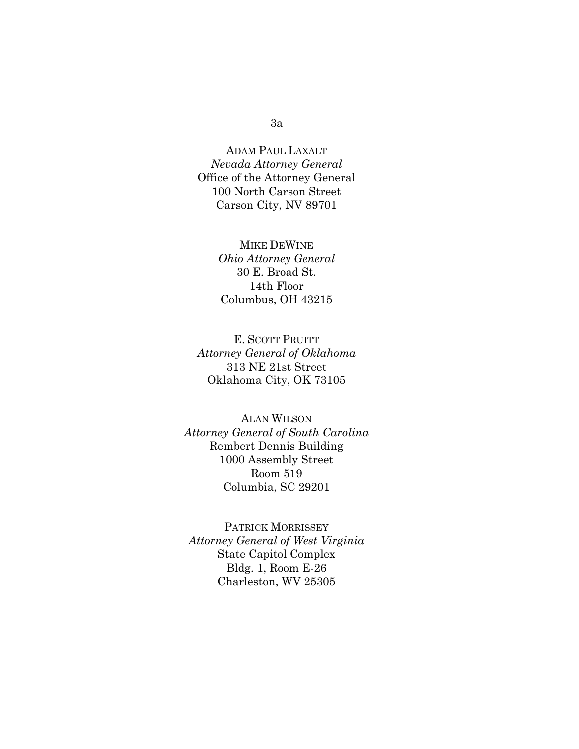ADAM PAUL LAXALT
*Nevada Attorney General*
Office of the Attorney General
100 North Carson Street
Carson City, NV 89701

MIKE DEWINE
*Ohio Attorney General*
30 E. Broad St.
14th Floor
Columbus, OH 43215

E. SCOTT PRUITT
*Attorney General of Oklahoma*
313 NE 21st Street
Oklahoma City, OK 73105

ALAN WILSON
*Attorney General of South Carolina*
Rembert Dennis Building
1000 Assembly Street
Room 519
Columbia, SC 29201

PATRICK MORRISSEY
*Attorney General of West Virginia*
State Capitol Complex
Bldg. 1, Room E-26
Charleston, WV 25305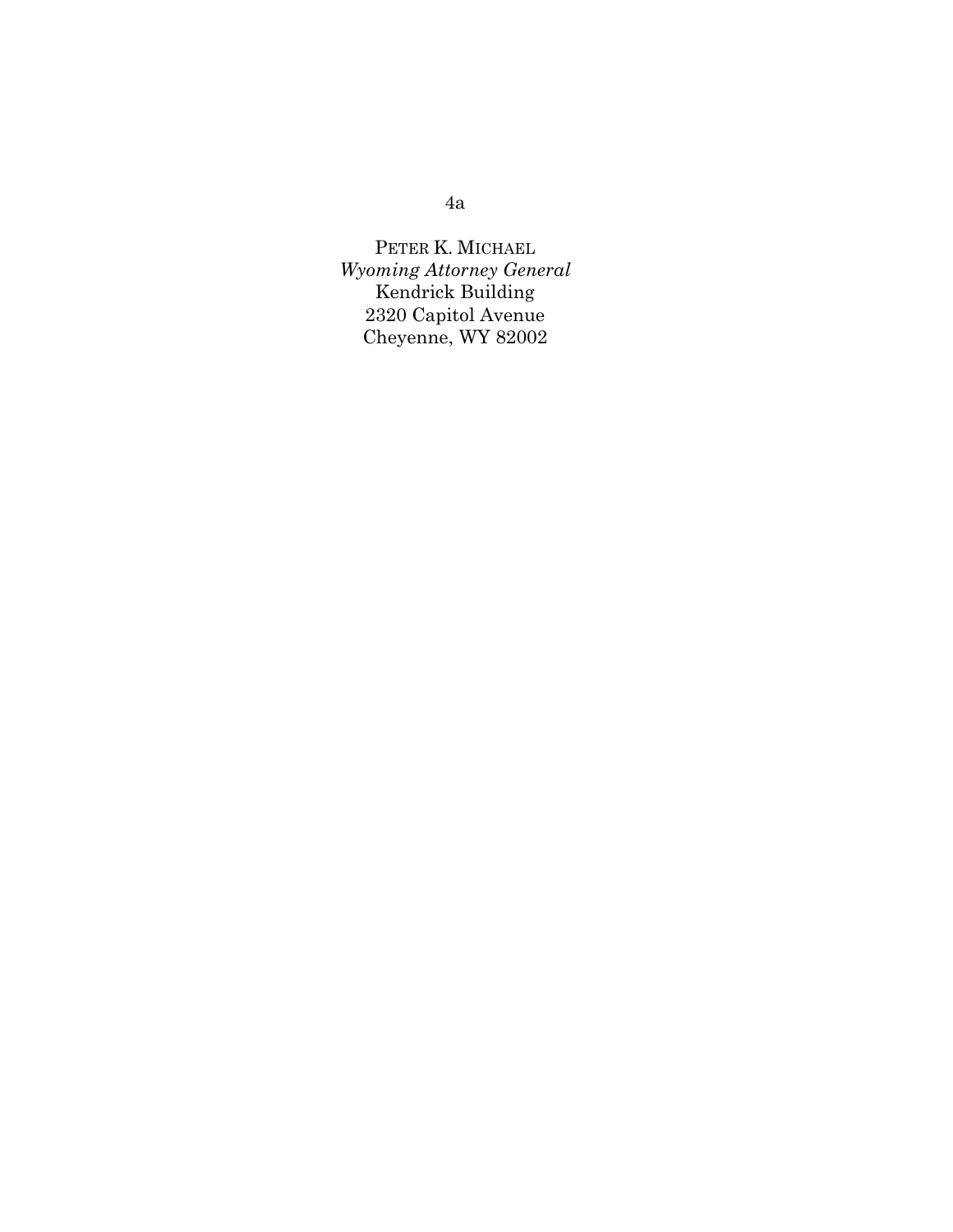PETER K. MICHAEL
*Wyoming Attorney General*
Kendrick Building
2320 Capitol Avenue
Cheyenne, WY 82002